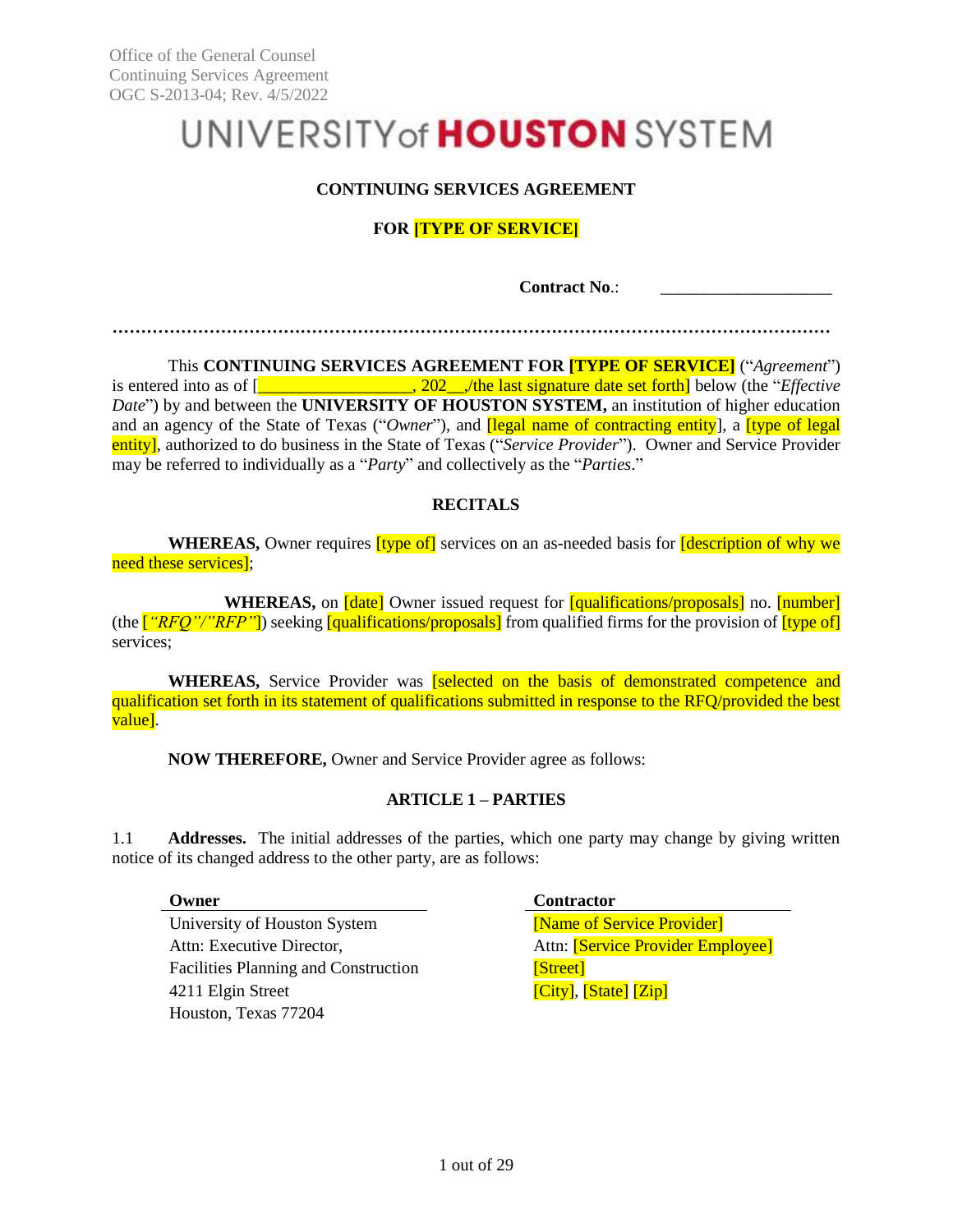Office of the General Counsel
Continuing Services Agreement
OGC S-2013-04; Rev. 4/5/2022

# UNIVERSITY of HOUSTON SYSTEM

## CONTINUING SERVICES AGREEMENT

## FOR [TYPE OF SERVICE]

**Contract No.**: ____________________

…………………………………………………………………………………………………………

This **CONTINUING SERVICES AGREEMENT FOR [TYPE OF SERVICE]** ("*Agreement*") is entered into as of [__________________, 202__,/the last signature date set forth] below (the "*Effective Date*") by and between the **UNIVERSITY OF HOUSTON SYSTEM,** an institution of higher education and an agency of the State of Texas ("*Owner*"), and [legal name of contracting entity], a [type of legal entity], authorized to do business in the State of Texas ("*Service Provider*"). Owner and Service Provider may be referred to individually as a "*Party*" and collectively as the "*Parties*."

### RECITALS

**WHEREAS,** Owner requires [type of] services on an as-needed basis for [description of why we need these services];

**WHEREAS,** on [date] Owner issued request for [qualifications/proposals] no. [number] (the [*"RFQ"/"RFP"*]) seeking [qualifications/proposals] from qualified firms for the provision of [type of] services;

**WHEREAS,** Service Provider was [selected on the basis of demonstrated competence and qualification set forth in its statement of qualifications submitted in response to the RFQ/provided the best value].

**NOW THEREFORE,** Owner and Service Provider agree as follows:

### ARTICLE 1 – PARTIES

1.1 **Addresses.** The initial addresses of the parties, which one party may change by giving written notice of its changed address to the other party, are as follows:

| Owner | Contractor |
|---|---|
| University of Houston System | [Name of Service Provider] |
| Attn: Executive Director, | Attn: [Service Provider Employee] |
| Facilities Planning and Construction | [Street] |
| 4211 Elgin Street | [City], [State] [Zip] |
| Houston, Texas 77204 | |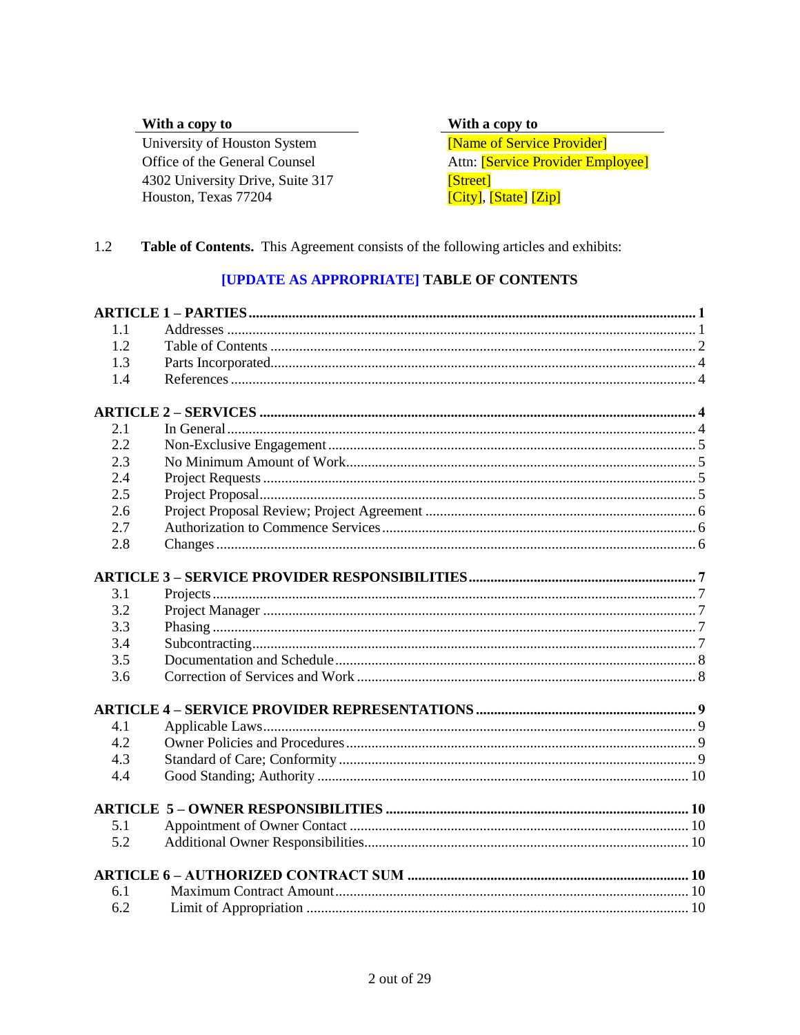| With a copy to | With a copy to |
|---|---|
| University of Houston System | [Name of Service Provider] |
| Office of the General Counsel | Attn: [Service Provider Employee] |
| 4302 University Drive, Suite 317 | [Street] |
| Houston, Texas 77204 | [City], [State] [Zip] |

1.2 **Table of Contents.** This Agreement consists of the following articles and exhibits:

**[UPDATE AS APPROPRIATE] TABLE OF CONTENTS**

| | | |
|---|---|---|
| **ARTICLE 1 – PARTIES** | | **1** |
| 1.1 | Addresses | 1 |
| 1.2 | Table of Contents | 2 |
| 1.3 | Parts Incorporated | 4 |
| 1.4 | References | 4 |
| **ARTICLE 2 – SERVICES** | | **4** |
| 2.1 | In General | 4 |
| 2.2 | Non-Exclusive Engagement | 5 |
| 2.3 | No Minimum Amount of Work | 5 |
| 2.4 | Project Requests | 5 |
| 2.5 | Project Proposal | 5 |
| 2.6 | Project Proposal Review; Project Agreement | 6 |
| 2.7 | Authorization to Commence Services | 6 |
| 2.8 | Changes | 6 |
| **ARTICLE 3 – SERVICE PROVIDER RESPONSIBILITIES** | | **7** |
| 3.1 | Projects | 7 |
| 3.2 | Project Manager | 7 |
| 3.3 | Phasing | 7 |
| 3.4 | Subcontracting | 7 |
| 3.5 | Documentation and Schedule | 8 |
| 3.6 | Correction of Services and Work | 8 |
| **ARTICLE 4 – SERVICE PROVIDER REPRESENTATIONS** | | **9** |
| 4.1 | Applicable Laws | 9 |
| 4.2 | Owner Policies and Procedures | 9 |
| 4.3 | Standard of Care; Conformity | 9 |
| 4.4 | Good Standing; Authority | 10 |
| **ARTICLE 5 – OWNER RESPONSIBILITIES** | | **10** |
| 5.1 | Appointment of Owner Contact | 10 |
| 5.2 | Additional Owner Responsibilities | 10 |
| **ARTICLE 6 – AUTHORIZED CONTRACT SUM** | | **10** |
| 6.1 | Maximum Contract Amount | 10 |
| 6.2 | Limit of Appropriation | 10 |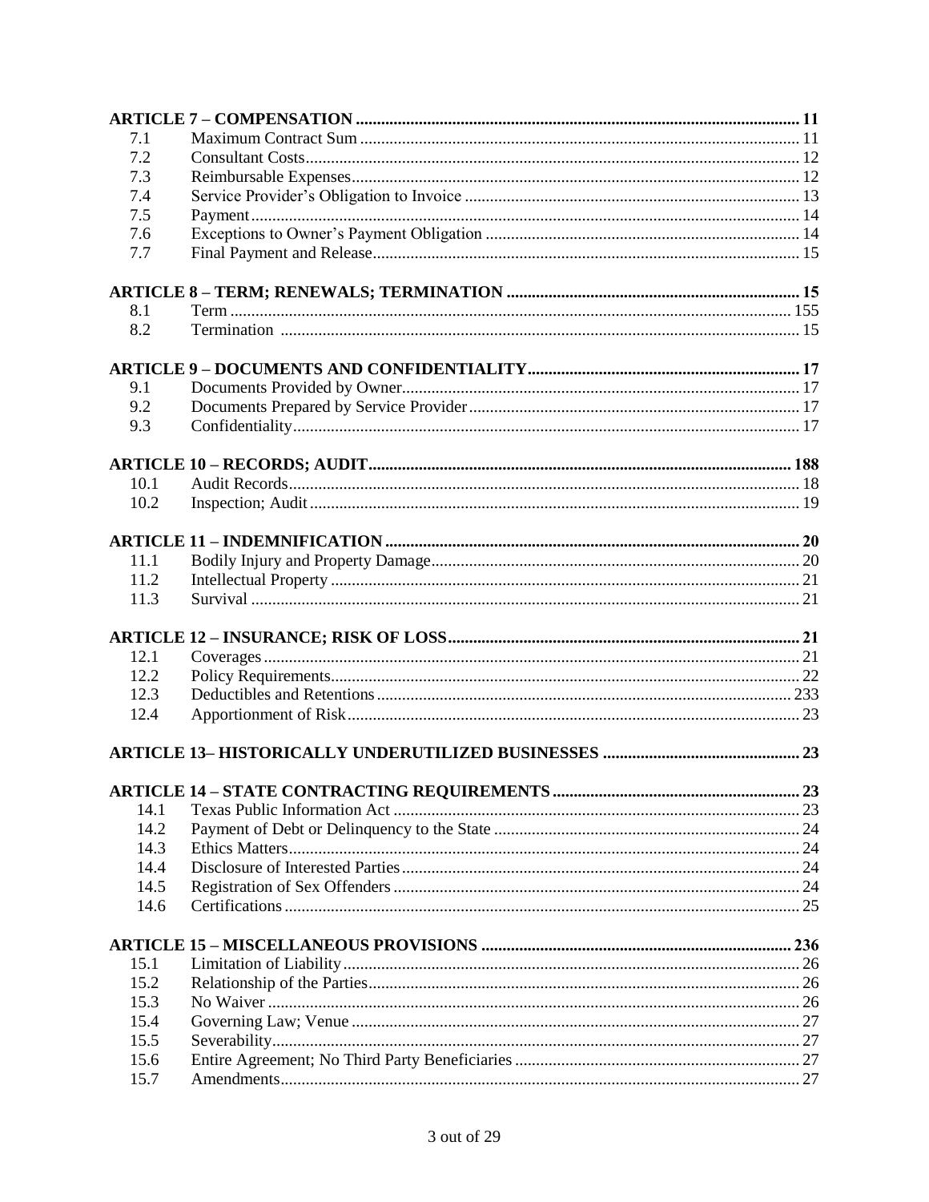| | | |
|---|---|---|
| **ARTICLE 7 – COMPENSATION** | | **11** |
| 7.1 | Maximum Contract Sum | 11 |
| 7.2 | Consultant Costs | 12 |
| 7.3 | Reimbursable Expenses | 12 |
| 7.4 | Service Provider's Obligation to Invoice | 13 |
| 7.5 | Payment | 14 |
| 7.6 | Exceptions to Owner's Payment Obligation | 14 |
| 7.7 | Final Payment and Release | 15 |
| **ARTICLE 8 – TERM; RENEWALS; TERMINATION** | | **15** |
| 8.1 | Term | 155 |
| 8.2 | Termination | 15 |
| **ARTICLE 9 – DOCUMENTS AND CONFIDENTIALITY** | | **17** |
| 9.1 | Documents Provided by Owner | 17 |
| 9.2 | Documents Prepared by Service Provider | 17 |
| 9.3 | Confidentiality | 17 |
| **ARTICLE 10 – RECORDS; AUDIT** | | **188** |
| 10.1 | Audit Records | 18 |
| 10.2 | Inspection; Audit | 19 |
| **ARTICLE 11 – INDEMNIFICATION** | | **20** |
| 11.1 | Bodily Injury and Property Damage | 20 |
| 11.2 | Intellectual Property | 21 |
| 11.3 | Survival | 21 |
| **ARTICLE 12 – INSURANCE; RISK OF LOSS** | | **21** |
| 12.1 | Coverages | 21 |
| 12.2 | Policy Requirements | 22 |
| 12.3 | Deductibles and Retentions | 233 |
| 12.4 | Apportionment of Risk | 23 |
| **ARTICLE 13– HISTORICALLY UNDERUTILIZED BUSINESSES** | | **23** |
| **ARTICLE 14 – STATE CONTRACTING REQUIREMENTS** | | **23** |
| 14.1 | Texas Public Information Act | 23 |
| 14.2 | Payment of Debt or Delinquency to the State | 24 |
| 14.3 | Ethics Matters | 24 |
| 14.4 | Disclosure of Interested Parties | 24 |
| 14.5 | Registration of Sex Offenders | 24 |
| 14.6 | Certifications | 25 |
| **ARTICLE 15 – MISCELLANEOUS PROVISIONS** | | **236** |
| 15.1 | Limitation of Liability | 26 |
| 15.2 | Relationship of the Parties | 26 |
| 15.3 | No Waiver | 26 |
| 15.4 | Governing Law; Venue | 27 |
| 15.5 | Severability | 27 |
| 15.6 | Entire Agreement; No Third Party Beneficiaries | 27 |
| 15.7 | Amendments | 27 |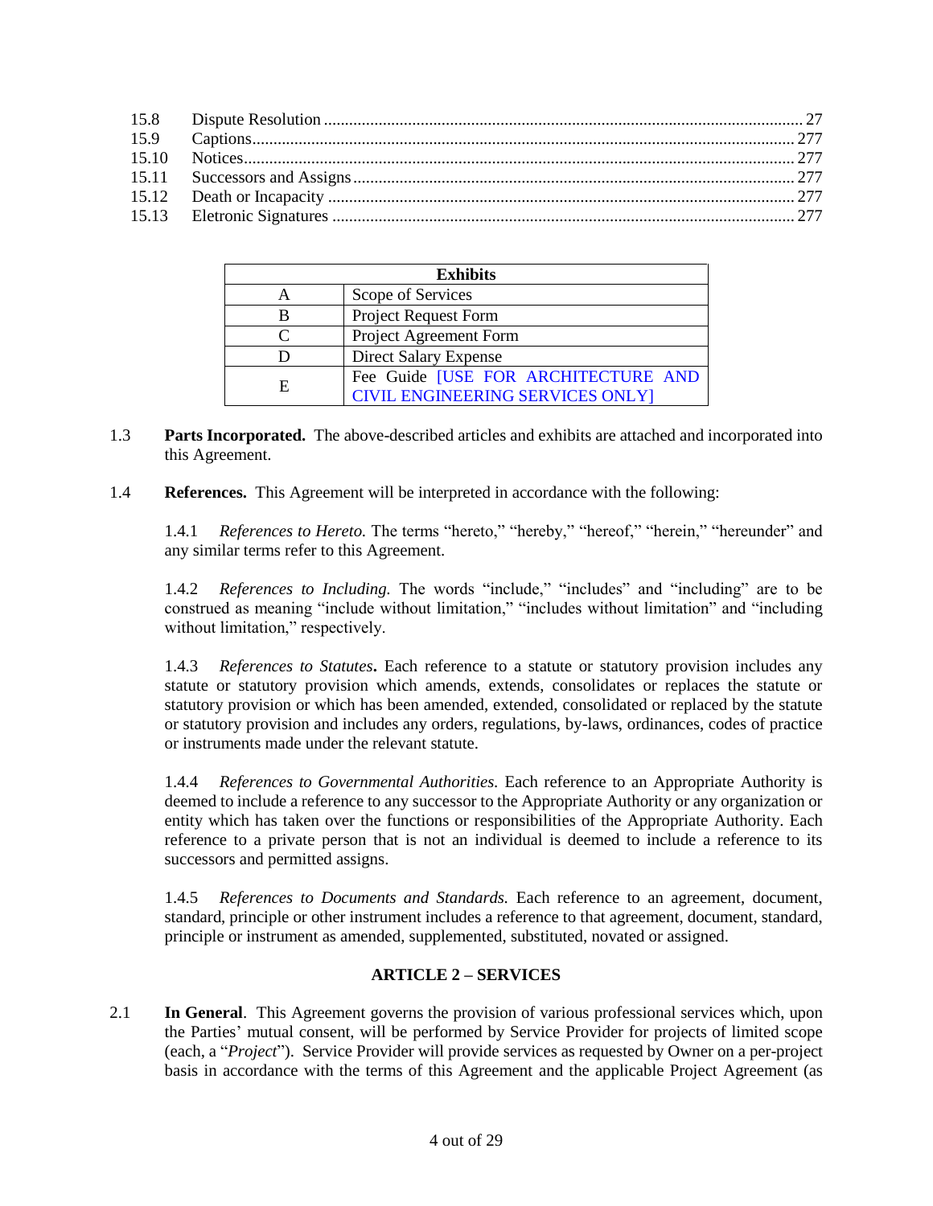| | | |
|---|---|---|
| 15.8 | Dispute Resolution | 27 |
| 15.9 | Captions | 277 |
| 15.10 | Notices | 277 |
| 15.11 | Successors and Assigns | 277 |
| 15.12 | Death or Incapacity | 277 |
| 15.13 | Eletronic Signatures | 277 |

| **Exhibits** | |
|---|---|
| A | Scope of Services |
| B | Project Request Form |
| C | Project Agreement Form |
| D | Direct Salary Expense |
| E | Fee Guide [USE FOR ARCHITECTURE AND CIVIL ENGINEERING SERVICES ONLY] |

1.3 **Parts Incorporated.** The above-described articles and exhibits are attached and incorporated into this Agreement.

1.4 **References.** This Agreement will be interpreted in accordance with the following:

1.4.1 *References to Hereto.* The terms "hereto," "hereby," "hereof," "herein," "hereunder" and any similar terms refer to this Agreement.

1.4.2 *References to Including.* The words "include," "includes" and "including" are to be construed as meaning "include without limitation," "includes without limitation" and "including without limitation," respectively.

1.4.3 *References to Statutes***.** Each reference to a statute or statutory provision includes any statute or statutory provision which amends, extends, consolidates or replaces the statute or statutory provision or which has been amended, extended, consolidated or replaced by the statute or statutory provision and includes any orders, regulations, by-laws, ordinances, codes of practice or instruments made under the relevant statute.

1.4.4 *References to Governmental Authorities.* Each reference to an Appropriate Authority is deemed to include a reference to any successor to the Appropriate Authority or any organization or entity which has taken over the functions or responsibilities of the Appropriate Authority. Each reference to a private person that is not an individual is deemed to include a reference to its successors and permitted assigns.

1.4.5 *References to Documents and Standards.* Each reference to an agreement, document, standard, principle or other instrument includes a reference to that agreement, document, standard, principle or instrument as amended, supplemented, substituted, novated or assigned.

## ARTICLE 2 – SERVICES

2.1 **In General**. This Agreement governs the provision of various professional services which, upon the Parties' mutual consent, will be performed by Service Provider for projects of limited scope (each, a "*Project*"). Service Provider will provide services as requested by Owner on a per-project basis in accordance with the terms of this Agreement and the applicable Project Agreement (as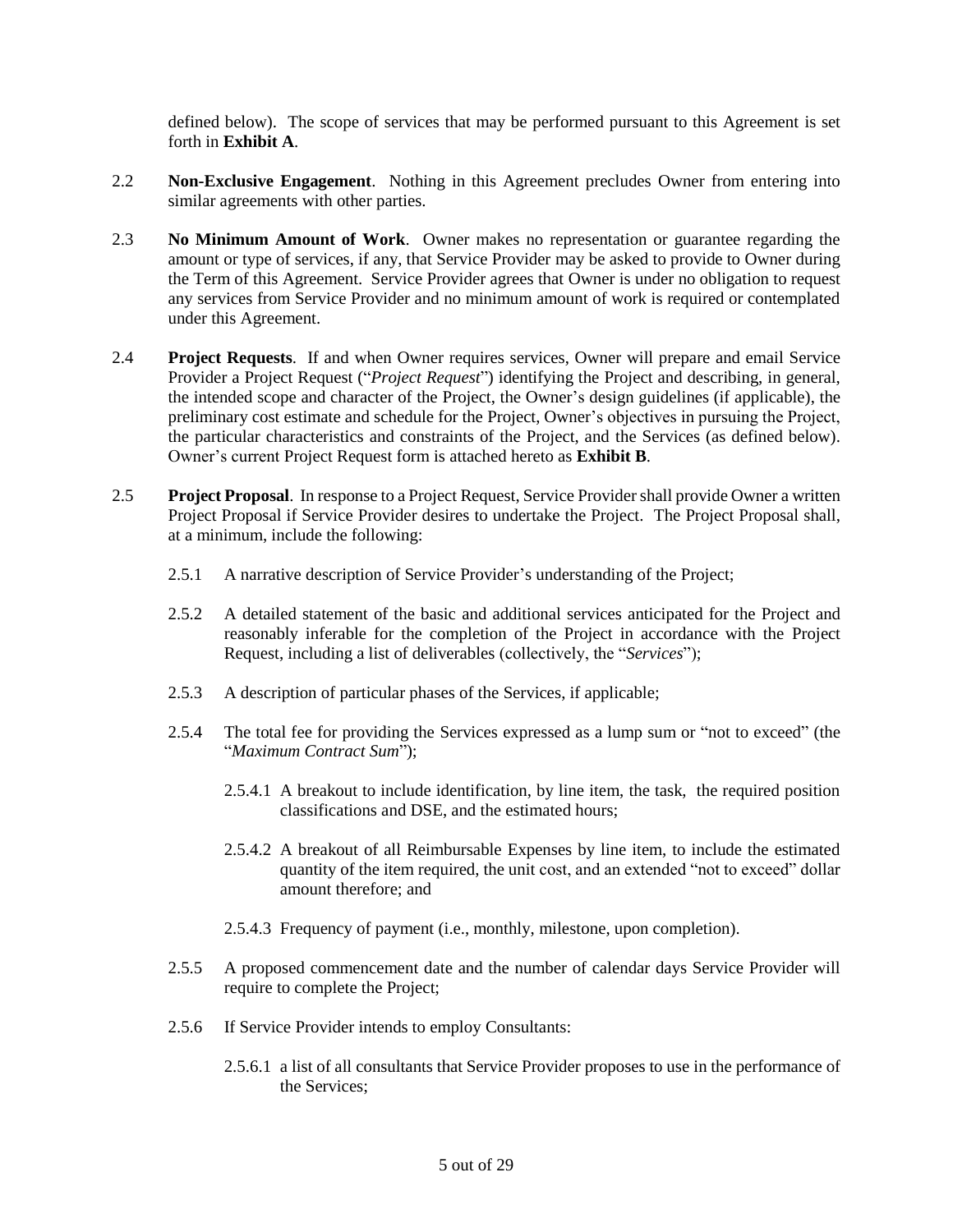defined below). The scope of services that may be performed pursuant to this Agreement is set forth in **Exhibit A**.

2.2 **Non-Exclusive Engagement**. Nothing in this Agreement precludes Owner from entering into similar agreements with other parties.

2.3 **No Minimum Amount of Work**. Owner makes no representation or guarantee regarding the amount or type of services, if any, that Service Provider may be asked to provide to Owner during the Term of this Agreement. Service Provider agrees that Owner is under no obligation to request any services from Service Provider and no minimum amount of work is required or contemplated under this Agreement.

2.4 **Project Requests**. If and when Owner requires services, Owner will prepare and email Service Provider a Project Request ("*Project Request*") identifying the Project and describing, in general, the intended scope and character of the Project, the Owner's design guidelines (if applicable), the preliminary cost estimate and schedule for the Project, Owner's objectives in pursuing the Project, the particular characteristics and constraints of the Project, and the Services (as defined below). Owner's current Project Request form is attached hereto as **Exhibit B**.

2.5 **Project Proposal**. In response to a Project Request, Service Provider shall provide Owner a written Project Proposal if Service Provider desires to undertake the Project. The Project Proposal shall, at a minimum, include the following:

2.5.1 A narrative description of Service Provider's understanding of the Project;

2.5.2 A detailed statement of the basic and additional services anticipated for the Project and reasonably inferable for the completion of the Project in accordance with the Project Request, including a list of deliverables (collectively, the "*Services*");

2.5.3 A description of particular phases of the Services, if applicable;

2.5.4 The total fee for providing the Services expressed as a lump sum or "not to exceed" (the "*Maximum Contract Sum*");

2.5.4.1 A breakout to include identification, by line item, the task, the required position classifications and DSE, and the estimated hours;

2.5.4.2 A breakout of all Reimbursable Expenses by line item, to include the estimated quantity of the item required, the unit cost, and an extended "not to exceed" dollar amount therefore; and

2.5.4.3 Frequency of payment (i.e., monthly, milestone, upon completion).

2.5.5 A proposed commencement date and the number of calendar days Service Provider will require to complete the Project;

2.5.6 If Service Provider intends to employ Consultants:

2.5.6.1 a list of all consultants that Service Provider proposes to use in the performance of the Services;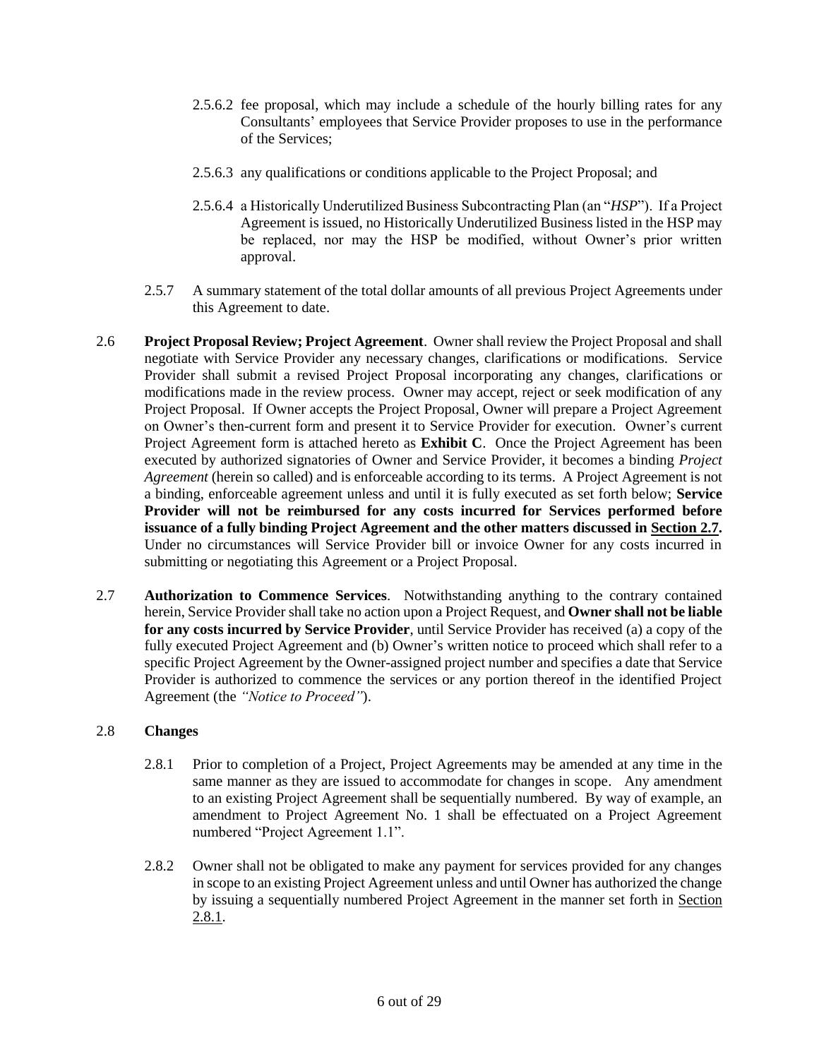2.5.6.2 fee proposal, which may include a schedule of the hourly billing rates for any Consultants' employees that Service Provider proposes to use in the performance of the Services;

2.5.6.3 any qualifications or conditions applicable to the Project Proposal; and

2.5.6.4 a Historically Underutilized Business Subcontracting Plan (an "*HSP*"). If a Project Agreement is issued, no Historically Underutilized Business listed in the HSP may be replaced, nor may the HSP be modified, without Owner's prior written approval.

2.5.7 A summary statement of the total dollar amounts of all previous Project Agreements under this Agreement to date.

2.6 **Project Proposal Review; Project Agreement**. Owner shall review the Project Proposal and shall negotiate with Service Provider any necessary changes, clarifications or modifications. Service Provider shall submit a revised Project Proposal incorporating any changes, clarifications or modifications made in the review process. Owner may accept, reject or seek modification of any Project Proposal. If Owner accepts the Project Proposal, Owner will prepare a Project Agreement on Owner's then-current form and present it to Service Provider for execution. Owner's current Project Agreement form is attached hereto as **Exhibit C**. Once the Project Agreement has been executed by authorized signatories of Owner and Service Provider, it becomes a binding *Project Agreement* (herein so called) and is enforceable according to its terms. A Project Agreement is not a binding, enforceable agreement unless and until it is fully executed as set forth below; **Service Provider will not be reimbursed for any costs incurred for Services performed before issuance of a fully binding Project Agreement and the other matters discussed in Section 2.7.** Under no circumstances will Service Provider bill or invoice Owner for any costs incurred in submitting or negotiating this Agreement or a Project Proposal.

2.7 **Authorization to Commence Services**. Notwithstanding anything to the contrary contained herein, Service Provider shall take no action upon a Project Request, and **Owner shall not be liable for any costs incurred by Service Provider**, until Service Provider has received (a) a copy of the fully executed Project Agreement and (b) Owner's written notice to proceed which shall refer to a specific Project Agreement by the Owner-assigned project number and specifies a date that Service Provider is authorized to commence the services or any portion thereof in the identified Project Agreement (the *"Notice to Proceed"*).

2.8 **Changes**

2.8.1 Prior to completion of a Project, Project Agreements may be amended at any time in the same manner as they are issued to accommodate for changes in scope. Any amendment to an existing Project Agreement shall be sequentially numbered. By way of example, an amendment to Project Agreement No. 1 shall be effectuated on a Project Agreement numbered "Project Agreement 1.1".

2.8.2 Owner shall not be obligated to make any payment for services provided for any changes in scope to an existing Project Agreement unless and until Owner has authorized the change by issuing a sequentially numbered Project Agreement in the manner set forth in Section 2.8.1.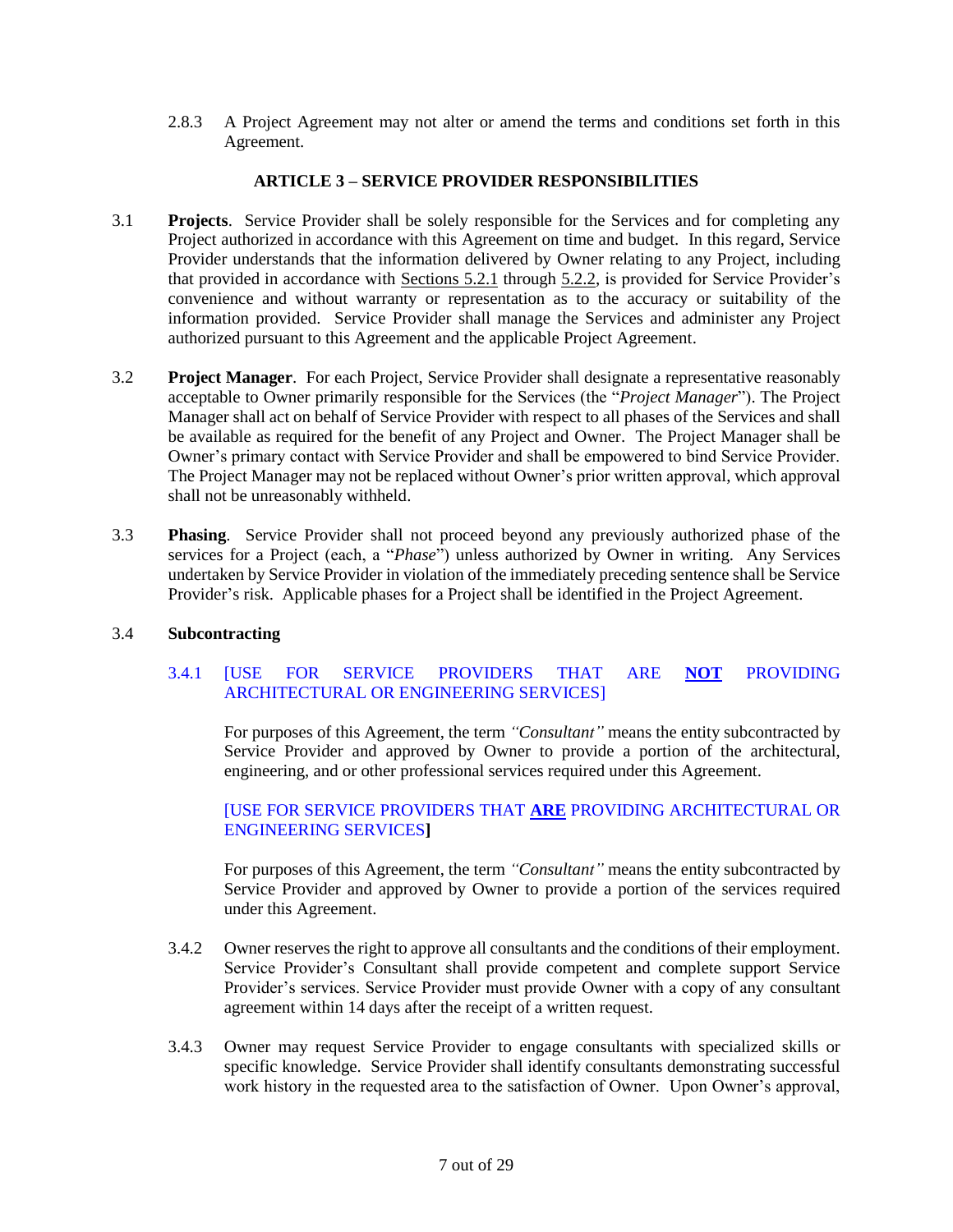2.8.3 A Project Agreement may not alter or amend the terms and conditions set forth in this Agreement.

## ARTICLE 3 – SERVICE PROVIDER RESPONSIBILITIES

3.1 **Projects**. Service Provider shall be solely responsible for the Services and for completing any Project authorized in accordance with this Agreement on time and budget. In this regard, Service Provider understands that the information delivered by Owner relating to any Project, including that provided in accordance with Sections 5.2.1 through 5.2.2, is provided for Service Provider's convenience and without warranty or representation as to the accuracy or suitability of the information provided. Service Provider shall manage the Services and administer any Project authorized pursuant to this Agreement and the applicable Project Agreement.

3.2 **Project Manager**. For each Project, Service Provider shall designate a representative reasonably acceptable to Owner primarily responsible for the Services (the "*Project Manager*"). The Project Manager shall act on behalf of Service Provider with respect to all phases of the Services and shall be available as required for the benefit of any Project and Owner. The Project Manager shall be Owner's primary contact with Service Provider and shall be empowered to bind Service Provider. The Project Manager may not be replaced without Owner's prior written approval, which approval shall not be unreasonably withheld.

3.3 **Phasing**. Service Provider shall not proceed beyond any previously authorized phase of the services for a Project (each, a "*Phase*") unless authorized by Owner in writing. Any Services undertaken by Service Provider in violation of the immediately preceding sentence shall be Service Provider's risk. Applicable phases for a Project shall be identified in the Project Agreement.

3.4 **Subcontracting**

3.4.1 [USE FOR SERVICE PROVIDERS THAT ARE **NOT** PROVIDING ARCHITECTURAL OR ENGINEERING SERVICES]

For purposes of this Agreement, the term *"Consultant"* means the entity subcontracted by Service Provider and approved by Owner to provide a portion of the architectural, engineering, and or other professional services required under this Agreement.

[USE FOR SERVICE PROVIDERS THAT **ARE** PROVIDING ARCHITECTURAL OR ENGINEERING SERVICES]

For purposes of this Agreement, the term *"Consultant"* means the entity subcontracted by Service Provider and approved by Owner to provide a portion of the services required under this Agreement.

3.4.2 Owner reserves the right to approve all consultants and the conditions of their employment. Service Provider's Consultant shall provide competent and complete support Service Provider's services. Service Provider must provide Owner with a copy of any consultant agreement within 14 days after the receipt of a written request.

3.4.3 Owner may request Service Provider to engage consultants with specialized skills or specific knowledge. Service Provider shall identify consultants demonstrating successful work history in the requested area to the satisfaction of Owner. Upon Owner's approval,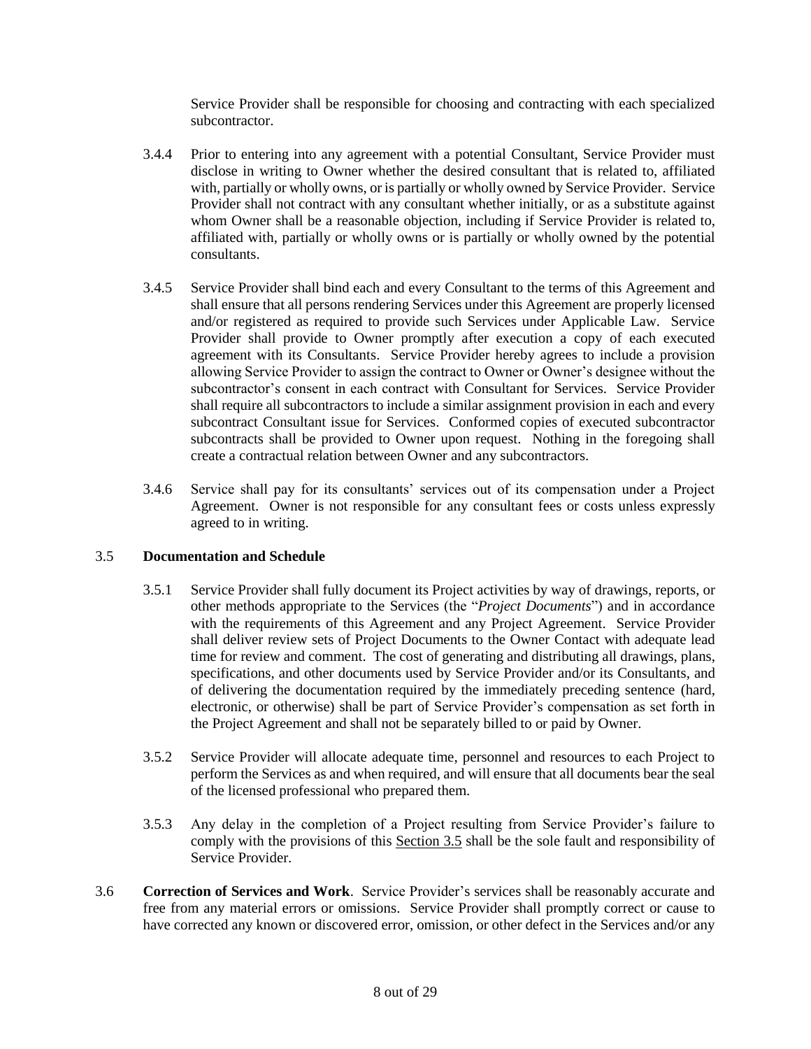Service Provider shall be responsible for choosing and contracting with each specialized subcontractor.

3.4.4 Prior to entering into any agreement with a potential Consultant, Service Provider must disclose in writing to Owner whether the desired consultant that is related to, affiliated with, partially or wholly owns, or is partially or wholly owned by Service Provider. Service Provider shall not contract with any consultant whether initially, or as a substitute against whom Owner shall be a reasonable objection, including if Service Provider is related to, affiliated with, partially or wholly owns or is partially or wholly owned by the potential consultants.

3.4.5 Service Provider shall bind each and every Consultant to the terms of this Agreement and shall ensure that all persons rendering Services under this Agreement are properly licensed and/or registered as required to provide such Services under Applicable Law. Service Provider shall provide to Owner promptly after execution a copy of each executed agreement with its Consultants. Service Provider hereby agrees to include a provision allowing Service Provider to assign the contract to Owner or Owner's designee without the subcontractor's consent in each contract with Consultant for Services. Service Provider shall require all subcontractors to include a similar assignment provision in each and every subcontract Consultant issue for Services. Conformed copies of executed subcontractor subcontracts shall be provided to Owner upon request. Nothing in the foregoing shall create a contractual relation between Owner and any subcontractors.

3.4.6 Service shall pay for its consultants' services out of its compensation under a Project Agreement. Owner is not responsible for any consultant fees or costs unless expressly agreed to in writing.

3.5 **Documentation and Schedule**

3.5.1 Service Provider shall fully document its Project activities by way of drawings, reports, or other methods appropriate to the Services (the "*Project Documents*") and in accordance with the requirements of this Agreement and any Project Agreement. Service Provider shall deliver review sets of Project Documents to the Owner Contact with adequate lead time for review and comment. The cost of generating and distributing all drawings, plans, specifications, and other documents used by Service Provider and/or its Consultants, and of delivering the documentation required by the immediately preceding sentence (hard, electronic, or otherwise) shall be part of Service Provider's compensation as set forth in the Project Agreement and shall not be separately billed to or paid by Owner.

3.5.2 Service Provider will allocate adequate time, personnel and resources to each Project to perform the Services as and when required, and will ensure that all documents bear the seal of the licensed professional who prepared them.

3.5.3 Any delay in the completion of a Project resulting from Service Provider's failure to comply with the provisions of this Section 3.5 shall be the sole fault and responsibility of Service Provider.

3.6 **Correction of Services and Work**. Service Provider's services shall be reasonably accurate and free from any material errors or omissions. Service Provider shall promptly correct or cause to have corrected any known or discovered error, omission, or other defect in the Services and/or any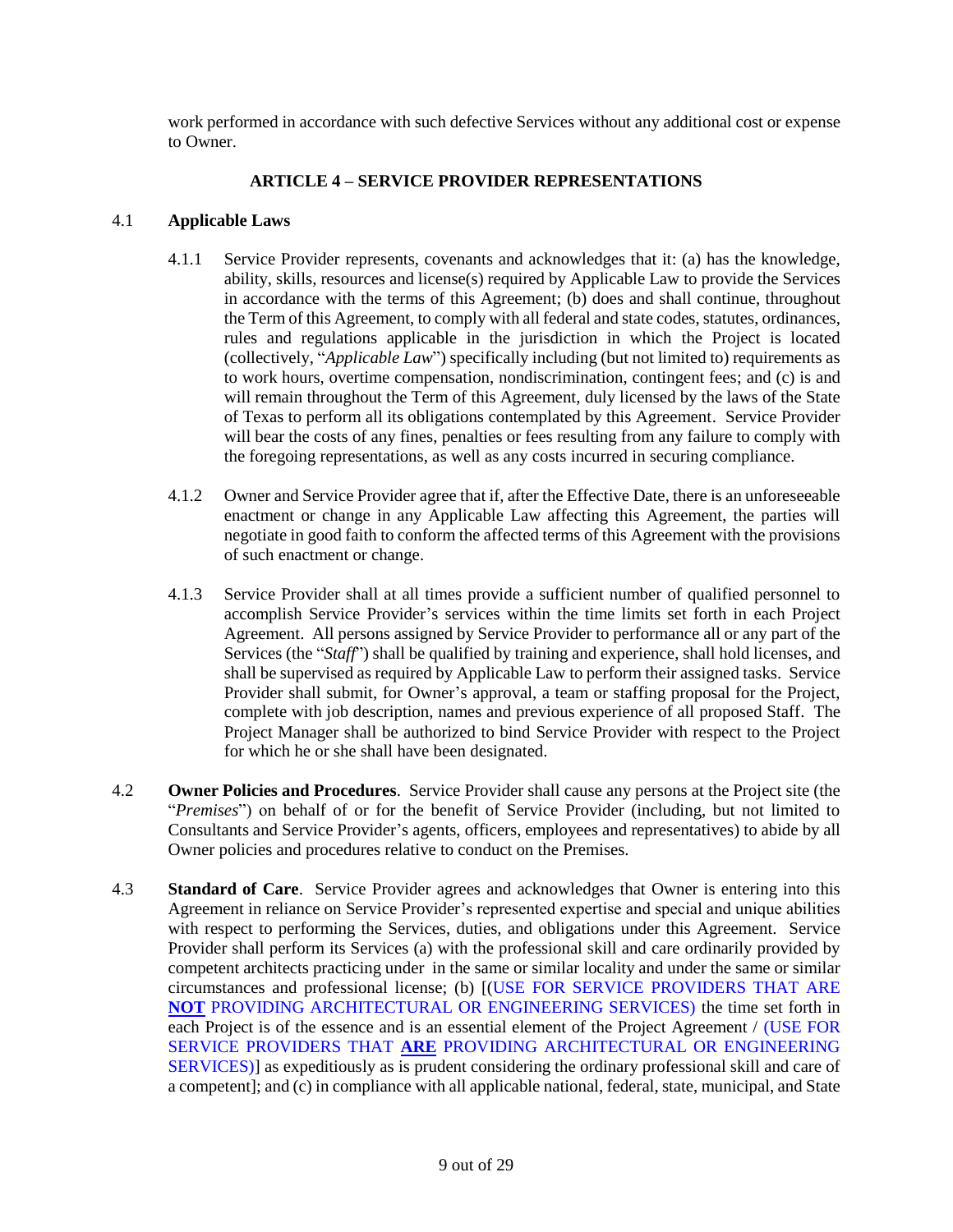work performed in accordance with such defective Services without any additional cost or expense to Owner.

## ARTICLE 4 – SERVICE PROVIDER REPRESENTATIONS

4.1 **Applicable Laws**

4.1.1 Service Provider represents, covenants and acknowledges that it: (a) has the knowledge, ability, skills, resources and license(s) required by Applicable Law to provide the Services in accordance with the terms of this Agreement; (b) does and shall continue, throughout the Term of this Agreement, to comply with all federal and state codes, statutes, ordinances, rules and regulations applicable in the jurisdiction in which the Project is located (collectively, "*Applicable Law*") specifically including (but not limited to) requirements as to work hours, overtime compensation, nondiscrimination, contingent fees; and (c) is and will remain throughout the Term of this Agreement, duly licensed by the laws of the State of Texas to perform all its obligations contemplated by this Agreement. Service Provider will bear the costs of any fines, penalties or fees resulting from any failure to comply with the foregoing representations, as well as any costs incurred in securing compliance.

4.1.2 Owner and Service Provider agree that if, after the Effective Date, there is an unforeseeable enactment or change in any Applicable Law affecting this Agreement, the parties will negotiate in good faith to conform the affected terms of this Agreement with the provisions of such enactment or change.

4.1.3 Service Provider shall at all times provide a sufficient number of qualified personnel to accomplish Service Provider's services within the time limits set forth in each Project Agreement. All persons assigned by Service Provider to performance all or any part of the Services (the "*Staff*") shall be qualified by training and experience, shall hold licenses, and shall be supervised as required by Applicable Law to perform their assigned tasks. Service Provider shall submit, for Owner's approval, a team or staffing proposal for the Project, complete with job description, names and previous experience of all proposed Staff. The Project Manager shall be authorized to bind Service Provider with respect to the Project for which he or she shall have been designated.

4.2 **Owner Policies and Procedures**. Service Provider shall cause any persons at the Project site (the "*Premises*") on behalf of or for the benefit of Service Provider (including, but not limited to Consultants and Service Provider's agents, officers, employees and representatives) to abide by all Owner policies and procedures relative to conduct on the Premises.

4.3 **Standard of Care**. Service Provider agrees and acknowledges that Owner is entering into this Agreement in reliance on Service Provider's represented expertise and special and unique abilities with respect to performing the Services, duties, and obligations under this Agreement. Service Provider shall perform its Services (a) with the professional skill and care ordinarily provided by competent architects practicing under in the same or similar locality and under the same or similar circumstances and professional license; (b) [(USE FOR SERVICE PROVIDERS THAT ARE **NOT** PROVIDING ARCHITECTURAL OR ENGINEERING SERVICES) the time set forth in each Project is of the essence and is an essential element of the Project Agreement / (USE FOR SERVICE PROVIDERS THAT **ARE** PROVIDING ARCHITECTURAL OR ENGINEERING SERVICES)] as expeditiously as is prudent considering the ordinary professional skill and care of a competent]; and (c) in compliance with all applicable national, federal, state, municipal, and State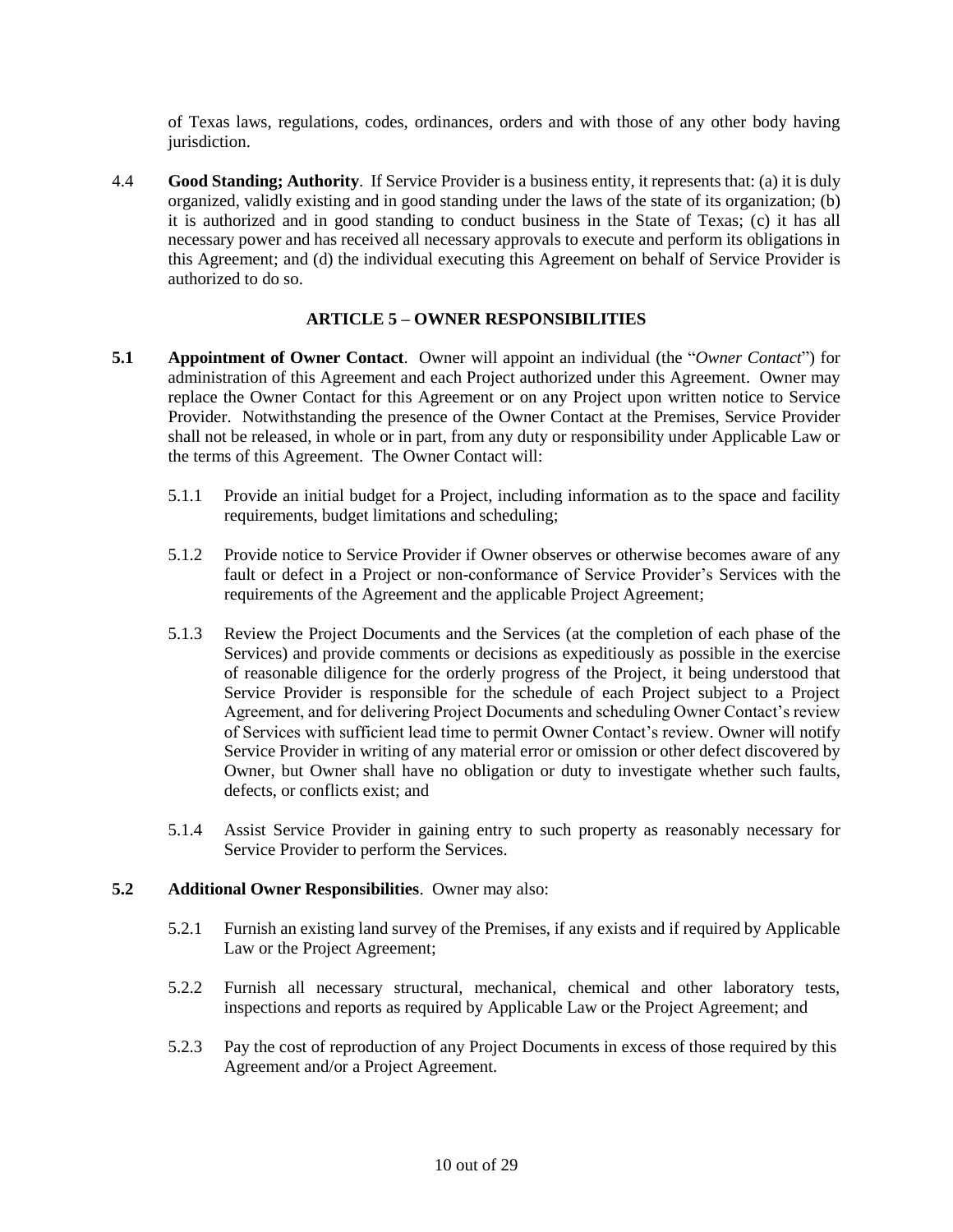of Texas laws, regulations, codes, ordinances, orders and with those of any other body having jurisdiction.

4.4 **Good Standing; Authority**. If Service Provider is a business entity, it represents that: (a) it is duly organized, validly existing and in good standing under the laws of the state of its organization; (b) it is authorized and in good standing to conduct business in the State of Texas; (c) it has all necessary power and has received all necessary approvals to execute and perform its obligations in this Agreement; and (d) the individual executing this Agreement on behalf of Service Provider is authorized to do so.

## ARTICLE 5 – OWNER RESPONSIBILITIES

**5.1 Appointment of Owner Contact**. Owner will appoint an individual (the "*Owner Contact*") for administration of this Agreement and each Project authorized under this Agreement. Owner may replace the Owner Contact for this Agreement or on any Project upon written notice to Service Provider. Notwithstanding the presence of the Owner Contact at the Premises, Service Provider shall not be released, in whole or in part, from any duty or responsibility under Applicable Law or the terms of this Agreement. The Owner Contact will:

5.1.1 Provide an initial budget for a Project, including information as to the space and facility requirements, budget limitations and scheduling;

5.1.2 Provide notice to Service Provider if Owner observes or otherwise becomes aware of any fault or defect in a Project or non-conformance of Service Provider's Services with the requirements of the Agreement and the applicable Project Agreement;

5.1.3 Review the Project Documents and the Services (at the completion of each phase of the Services) and provide comments or decisions as expeditiously as possible in the exercise of reasonable diligence for the orderly progress of the Project, it being understood that Service Provider is responsible for the schedule of each Project subject to a Project Agreement, and for delivering Project Documents and scheduling Owner Contact's review of Services with sufficient lead time to permit Owner Contact's review. Owner will notify Service Provider in writing of any material error or omission or other defect discovered by Owner, but Owner shall have no obligation or duty to investigate whether such faults, defects, or conflicts exist; and

5.1.4 Assist Service Provider in gaining entry to such property as reasonably necessary for Service Provider to perform the Services.

**5.2 Additional Owner Responsibilities**. Owner may also:

5.2.1 Furnish an existing land survey of the Premises, if any exists and if required by Applicable Law or the Project Agreement;

5.2.2 Furnish all necessary structural, mechanical, chemical and other laboratory tests, inspections and reports as required by Applicable Law or the Project Agreement; and

5.2.3 Pay the cost of reproduction of any Project Documents in excess of those required by this Agreement and/or a Project Agreement.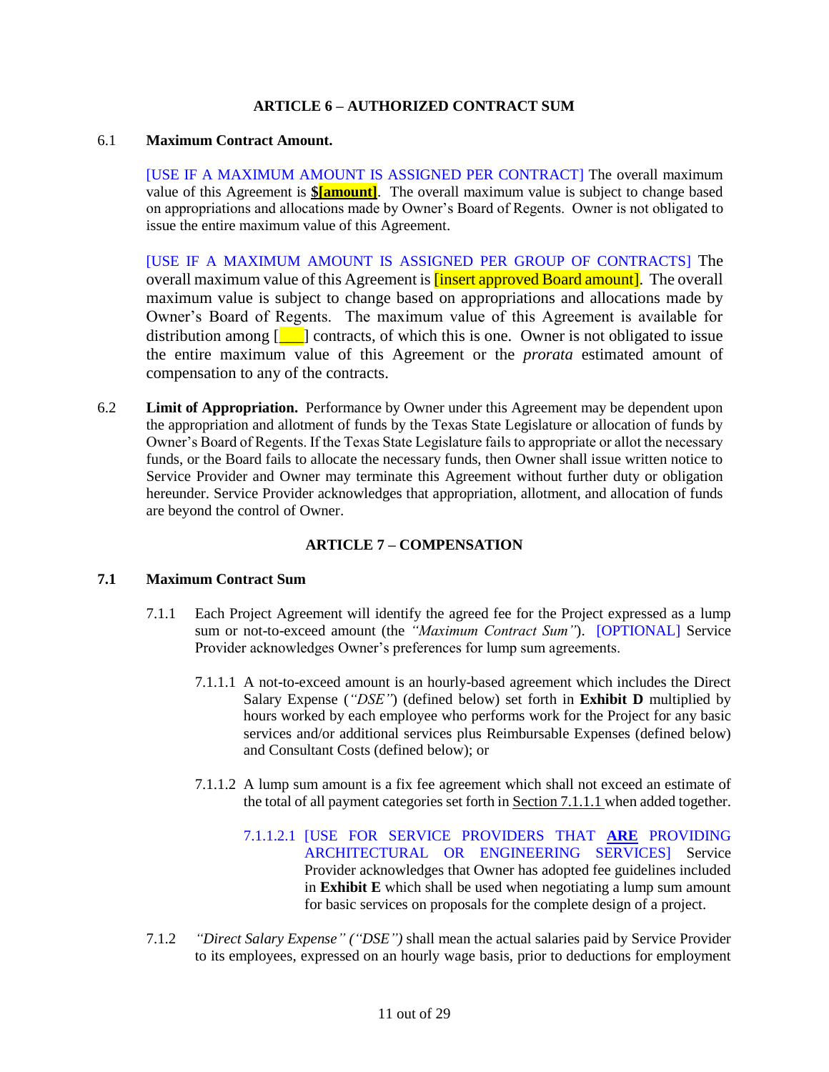## ARTICLE 6 – AUTHORIZED CONTRACT SUM

6.1 **Maximum Contract Amount.**

[USE IF A MAXIMUM AMOUNT IS ASSIGNED PER CONTRACT] The overall maximum value of this Agreement is **$[amount]**. The overall maximum value is subject to change based on appropriations and allocations made by Owner's Board of Regents. Owner is not obligated to issue the entire maximum value of this Agreement.

[USE IF A MAXIMUM AMOUNT IS ASSIGNED PER GROUP OF CONTRACTS] The overall maximum value of this Agreement is [insert approved Board amount]. The overall maximum value is subject to change based on appropriations and allocations made by Owner's Board of Regents. The maximum value of this Agreement is available for distribution among [___] contracts, of which this is one. Owner is not obligated to issue the entire maximum value of this Agreement or the *prorata* estimated amount of compensation to any of the contracts.

6.2 **Limit of Appropriation.** Performance by Owner under this Agreement may be dependent upon the appropriation and allotment of funds by the Texas State Legislature or allocation of funds by Owner's Board of Regents. If the Texas State Legislature fails to appropriate or allot the necessary funds, or the Board fails to allocate the necessary funds, then Owner shall issue written notice to Service Provider and Owner may terminate this Agreement without further duty or obligation hereunder. Service Provider acknowledges that appropriation, allotment, and allocation of funds are beyond the control of Owner.

## ARTICLE 7 – COMPENSATION

**7.1 Maximum Contract Sum**

7.1.1 Each Project Agreement will identify the agreed fee for the Project expressed as a lump sum or not-to-exceed amount (the *"Maximum Contract Sum"*). [OPTIONAL] Service Provider acknowledges Owner's preferences for lump sum agreements.

7.1.1.1 A not-to-exceed amount is an hourly-based agreement which includes the Direct Salary Expense (*"DSE"*) (defined below) set forth in **Exhibit D** multiplied by hours worked by each employee who performs work for the Project for any basic services and/or additional services plus Reimbursable Expenses (defined below) and Consultant Costs (defined below); or

7.1.1.2 A lump sum amount is a fix fee agreement which shall not exceed an estimate of the total of all payment categories set forth in Section 7.1.1.1 when added together.

7.1.1.2.1 [USE FOR SERVICE PROVIDERS THAT **ARE** PROVIDING ARCHITECTURAL OR ENGINEERING SERVICES] Service Provider acknowledges that Owner has adopted fee guidelines included in **Exhibit E** which shall be used when negotiating a lump sum amount for basic services on proposals for the complete design of a project.

7.1.2 *"Direct Salary Expense" ("DSE")* shall mean the actual salaries paid by Service Provider to its employees, expressed on an hourly wage basis, prior to deductions for employment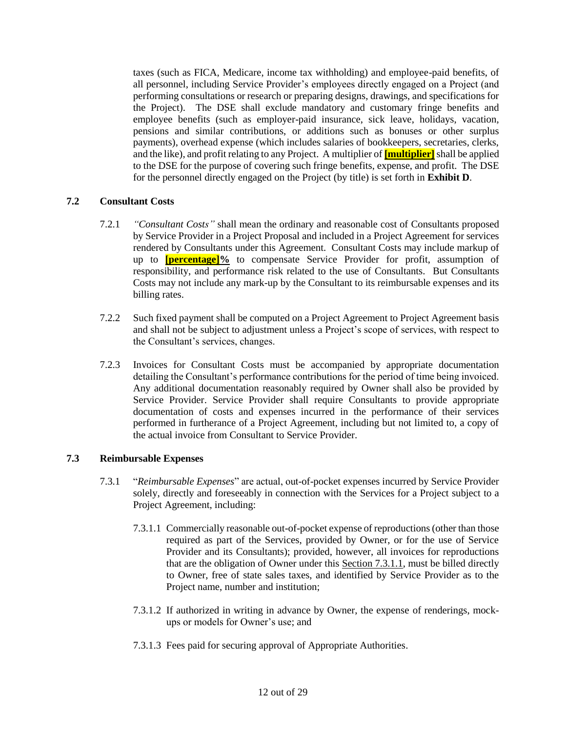taxes (such as FICA, Medicare, income tax withholding) and employee-paid benefits, of all personnel, including Service Provider's employees directly engaged on a Project (and performing consultations or research or preparing designs, drawings, and specifications for the Project). The DSE shall exclude mandatory and customary fringe benefits and employee benefits (such as employer-paid insurance, sick leave, holidays, vacation, pensions and similar contributions, or additions such as bonuses or other surplus payments), overhead expense (which includes salaries of bookkeepers, secretaries, clerks, and the like), and profit relating to any Project. A multiplier of **[multiplier]** shall be applied to the DSE for the purpose of covering such fringe benefits, expense, and profit. The DSE for the personnel directly engaged on the Project (by title) is set forth in **Exhibit D**.

### 7.2 Consultant Costs

7.2.1 *"Consultant Costs"* shall mean the ordinary and reasonable cost of Consultants proposed by Service Provider in a Project Proposal and included in a Project Agreement for services rendered by Consultants under this Agreement. Consultant Costs may include markup of up to **[percentage]%** to compensate Service Provider for profit, assumption of responsibility, and performance risk related to the use of Consultants. But Consultants Costs may not include any mark-up by the Consultant to its reimbursable expenses and its billing rates.

7.2.2 Such fixed payment shall be computed on a Project Agreement to Project Agreement basis and shall not be subject to adjustment unless a Project's scope of services, with respect to the Consultant's services, changes.

7.2.3 Invoices for Consultant Costs must be accompanied by appropriate documentation detailing the Consultant's performance contributions for the period of time being invoiced. Any additional documentation reasonably required by Owner shall also be provided by Service Provider. Service Provider shall require Consultants to provide appropriate documentation of costs and expenses incurred in the performance of their services performed in furtherance of a Project Agreement, including but not limited to, a copy of the actual invoice from Consultant to Service Provider.

### 7.3 Reimbursable Expenses

7.3.1 "*Reimbursable Expenses*" are actual, out-of-pocket expenses incurred by Service Provider solely, directly and foreseeably in connection with the Services for a Project subject to a Project Agreement, including:

7.3.1.1 Commercially reasonable out-of-pocket expense of reproductions (other than those required as part of the Services, provided by Owner, or for the use of Service Provider and its Consultants); provided, however, all invoices for reproductions that are the obligation of Owner under this Section 7.3.1.1, must be billed directly to Owner, free of state sales taxes, and identified by Service Provider as to the Project name, number and institution;

7.3.1.2 If authorized in writing in advance by Owner, the expense of renderings, mock-ups or models for Owner's use; and

7.3.1.3 Fees paid for securing approval of Appropriate Authorities.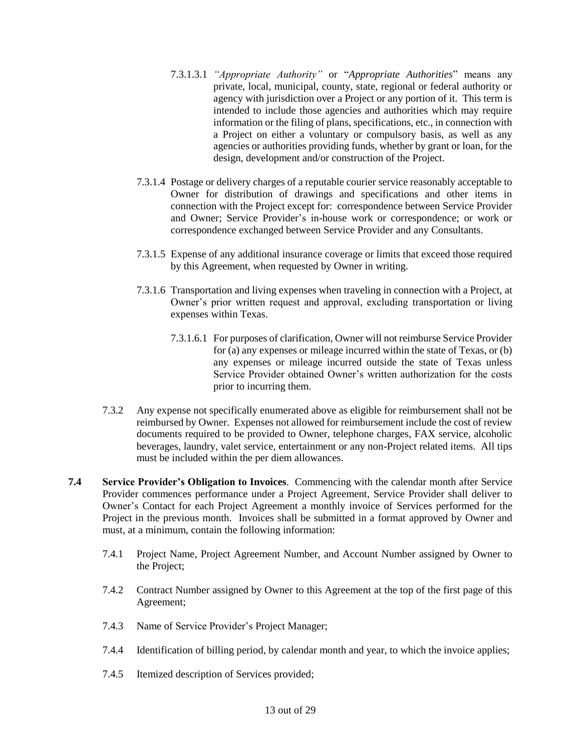7.3.1.3.1 *"Appropriate Authority"* or "*Appropriate Authorities*" means any private, local, municipal, county, state, regional or federal authority or agency with jurisdiction over a Project or any portion of it. This term is intended to include those agencies and authorities which may require information or the filing of plans, specifications, etc., in connection with a Project on either a voluntary or compulsory basis, as well as any agencies or authorities providing funds, whether by grant or loan, for the design, development and/or construction of the Project.

7.3.1.4 Postage or delivery charges of a reputable courier service reasonably acceptable to Owner for distribution of drawings and specifications and other items in connection with the Project except for: correspondence between Service Provider and Owner; Service Provider's in-house work or correspondence; or work or correspondence exchanged between Service Provider and any Consultants.

7.3.1.5 Expense of any additional insurance coverage or limits that exceed those required by this Agreement, when requested by Owner in writing.

7.3.1.6 Transportation and living expenses when traveling in connection with a Project, at Owner's prior written request and approval, excluding transportation or living expenses within Texas.

7.3.1.6.1 For purposes of clarification, Owner will not reimburse Service Provider for (a) any expenses or mileage incurred within the state of Texas, or (b) any expenses or mileage incurred outside the state of Texas unless Service Provider obtained Owner's written authorization for the costs prior to incurring them.

7.3.2 Any expense not specifically enumerated above as eligible for reimbursement shall not be reimbursed by Owner. Expenses not allowed for reimbursement include the cost of review documents required to be provided to Owner, telephone charges, FAX service, alcoholic beverages, laundry, valet service, entertainment or any non-Project related items. All tips must be included within the per diem allowances.

**7.4 Service Provider's Obligation to Invoices**. Commencing with the calendar month after Service Provider commences performance under a Project Agreement, Service Provider shall deliver to Owner's Contact for each Project Agreement a monthly invoice of Services performed for the Project in the previous month. Invoices shall be submitted in a format approved by Owner and must, at a minimum, contain the following information:

7.4.1 Project Name, Project Agreement Number, and Account Number assigned by Owner to the Project;

7.4.2 Contract Number assigned by Owner to this Agreement at the top of the first page of this Agreement;

7.4.3 Name of Service Provider's Project Manager;

7.4.4 Identification of billing period, by calendar month and year, to which the invoice applies;

7.4.5 Itemized description of Services provided;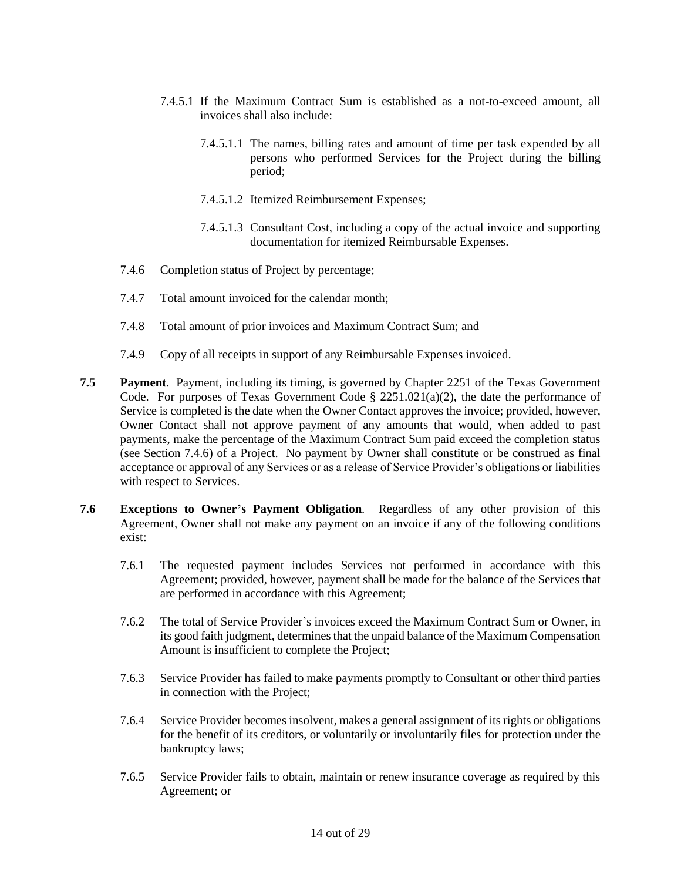7.4.5.1 If the Maximum Contract Sum is established as a not-to-exceed amount, all invoices shall also include:

7.4.5.1.1 The names, billing rates and amount of time per task expended by all persons who performed Services for the Project during the billing period;

7.4.5.1.2 Itemized Reimbursement Expenses;

7.4.5.1.3 Consultant Cost, including a copy of the actual invoice and supporting documentation for itemized Reimbursable Expenses.

7.4.6 Completion status of Project by percentage;

7.4.7 Total amount invoiced for the calendar month;

7.4.8 Total amount of prior invoices and Maximum Contract Sum; and

7.4.9 Copy of all receipts in support of any Reimbursable Expenses invoiced.

**7.5 Payment**. Payment, including its timing, is governed by Chapter 2251 of the Texas Government Code. For purposes of Texas Government Code § 2251.021(a)(2), the date the performance of Service is completed is the date when the Owner Contact approves the invoice; provided, however, Owner Contact shall not approve payment of any amounts that would, when added to past payments, make the percentage of the Maximum Contract Sum paid exceed the completion status (see Section 7.4.6) of a Project. No payment by Owner shall constitute or be construed as final acceptance or approval of any Services or as a release of Service Provider's obligations or liabilities with respect to Services.

**7.6 Exceptions to Owner's Payment Obligation**. Regardless of any other provision of this Agreement, Owner shall not make any payment on an invoice if any of the following conditions exist:

7.6.1 The requested payment includes Services not performed in accordance with this Agreement; provided, however, payment shall be made for the balance of the Services that are performed in accordance with this Agreement;

7.6.2 The total of Service Provider's invoices exceed the Maximum Contract Sum or Owner, in its good faith judgment, determines that the unpaid balance of the Maximum Compensation Amount is insufficient to complete the Project;

7.6.3 Service Provider has failed to make payments promptly to Consultant or other third parties in connection with the Project;

7.6.4 Service Provider becomes insolvent, makes a general assignment of its rights or obligations for the benefit of its creditors, or voluntarily or involuntarily files for protection under the bankruptcy laws;

7.6.5 Service Provider fails to obtain, maintain or renew insurance coverage as required by this Agreement; or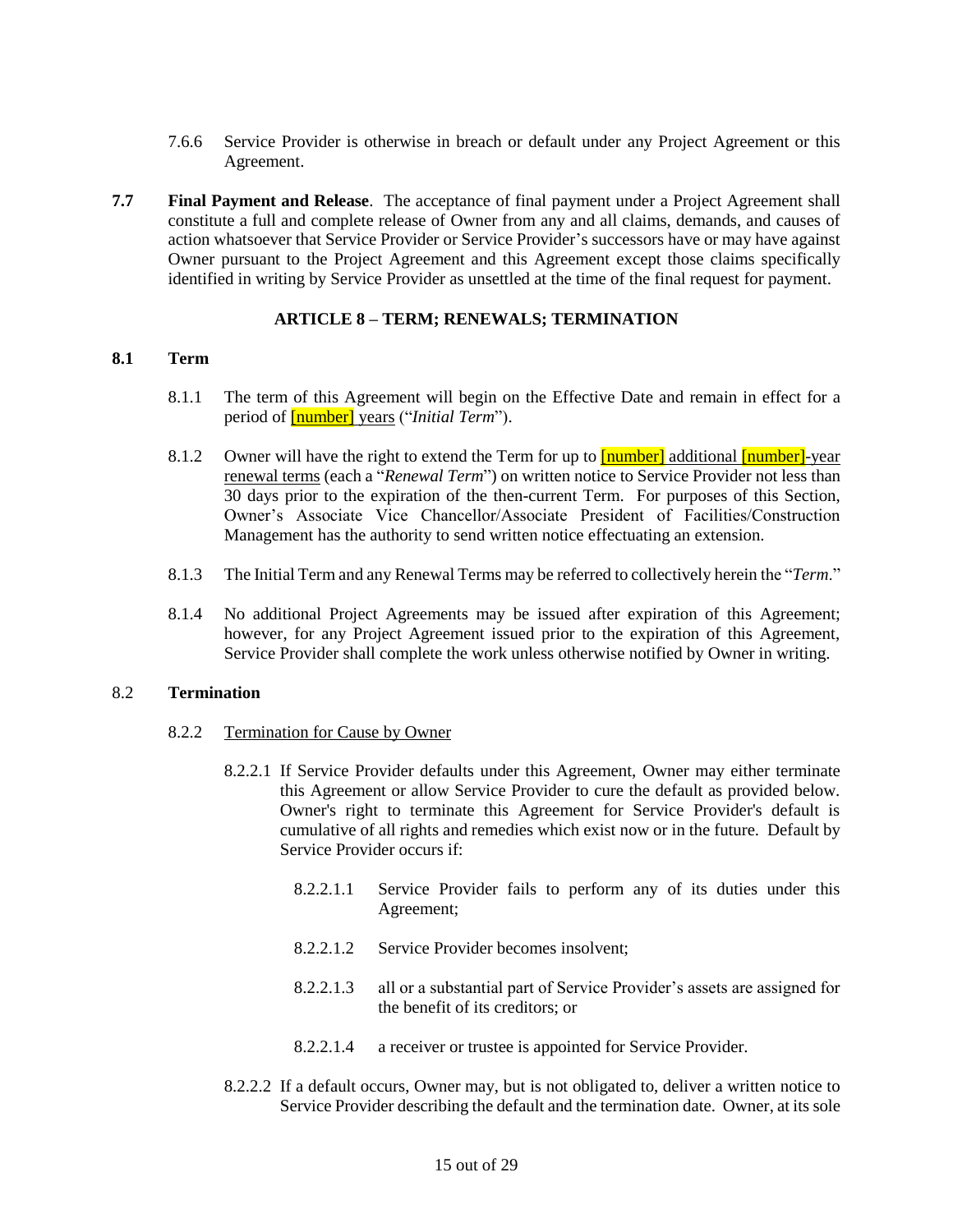7.6.6 Service Provider is otherwise in breach or default under any Project Agreement or this Agreement.

**7.7 Final Payment and Release**. The acceptance of final payment under a Project Agreement shall constitute a full and complete release of Owner from any and all claims, demands, and causes of action whatsoever that Service Provider or Service Provider's successors have or may have against Owner pursuant to the Project Agreement and this Agreement except those claims specifically identified in writing by Service Provider as unsettled at the time of the final request for payment.

## ARTICLE 8 – TERM; RENEWALS; TERMINATION

**8.1 Term**

8.1.1 The term of this Agreement will begin on the Effective Date and remain in effect for a period of [number] years ("*Initial Term*").

8.1.2 Owner will have the right to extend the Term for up to [number] additional [number]-year renewal terms (each a "*Renewal Term*") on written notice to Service Provider not less than 30 days prior to the expiration of the then-current Term. For purposes of this Section, Owner's Associate Vice Chancellor/Associate President of Facilities/Construction Management has the authority to send written notice effectuating an extension.

8.1.3 The Initial Term and any Renewal Terms may be referred to collectively herein the "*Term*."

8.1.4 No additional Project Agreements may be issued after expiration of this Agreement; however, for any Project Agreement issued prior to the expiration of this Agreement, Service Provider shall complete the work unless otherwise notified by Owner in writing.

8.2 **Termination**

8.2.2 Termination for Cause by Owner

8.2.2.1 If Service Provider defaults under this Agreement, Owner may either terminate this Agreement or allow Service Provider to cure the default as provided below. Owner's right to terminate this Agreement for Service Provider's default is cumulative of all rights and remedies which exist now or in the future. Default by Service Provider occurs if:

8.2.2.1.1 Service Provider fails to perform any of its duties under this Agreement;

8.2.2.1.2 Service Provider becomes insolvent;

8.2.2.1.3 all or a substantial part of Service Provider's assets are assigned for the benefit of its creditors; or

8.2.2.1.4 a receiver or trustee is appointed for Service Provider.

8.2.2.2 If a default occurs, Owner may, but is not obligated to, deliver a written notice to Service Provider describing the default and the termination date. Owner, at its sole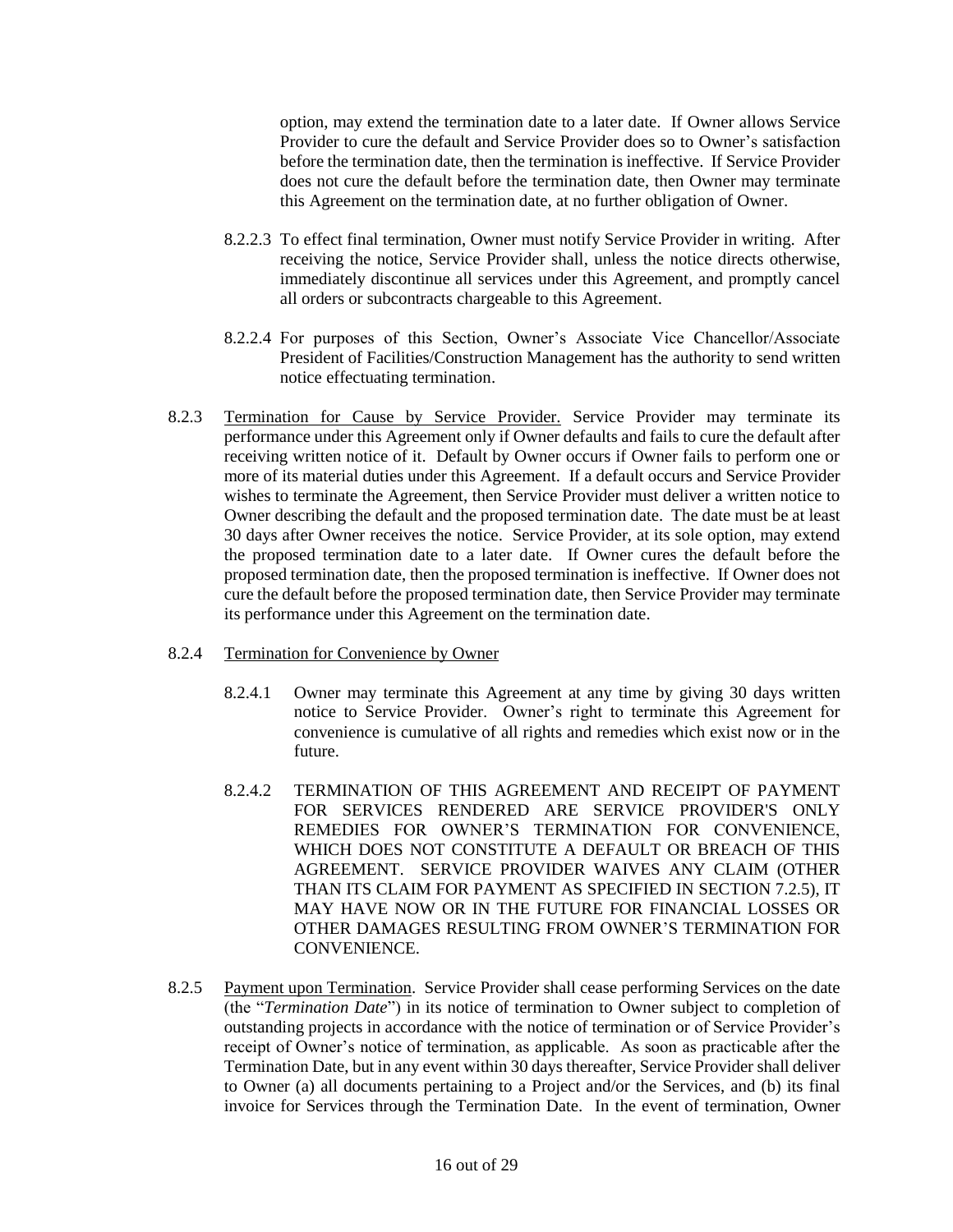option, may extend the termination date to a later date. If Owner allows Service Provider to cure the default and Service Provider does so to Owner's satisfaction before the termination date, then the termination is ineffective. If Service Provider does not cure the default before the termination date, then Owner may terminate this Agreement on the termination date, at no further obligation of Owner.

8.2.2.3 To effect final termination, Owner must notify Service Provider in writing. After receiving the notice, Service Provider shall, unless the notice directs otherwise, immediately discontinue all services under this Agreement, and promptly cancel all orders or subcontracts chargeable to this Agreement.

8.2.2.4 For purposes of this Section, Owner's Associate Vice Chancellor/Associate President of Facilities/Construction Management has the authority to send written notice effectuating termination.

8.2.3 Termination for Cause by Service Provider. Service Provider may terminate its performance under this Agreement only if Owner defaults and fails to cure the default after receiving written notice of it. Default by Owner occurs if Owner fails to perform one or more of its material duties under this Agreement. If a default occurs and Service Provider wishes to terminate the Agreement, then Service Provider must deliver a written notice to Owner describing the default and the proposed termination date. The date must be at least 30 days after Owner receives the notice. Service Provider, at its sole option, may extend the proposed termination date to a later date. If Owner cures the default before the proposed termination date, then the proposed termination is ineffective. If Owner does not cure the default before the proposed termination date, then Service Provider may terminate its performance under this Agreement on the termination date.

8.2.4 Termination for Convenience by Owner

8.2.4.1 Owner may terminate this Agreement at any time by giving 30 days written notice to Service Provider. Owner's right to terminate this Agreement for convenience is cumulative of all rights and remedies which exist now or in the future.

8.2.4.2 TERMINATION OF THIS AGREEMENT AND RECEIPT OF PAYMENT FOR SERVICES RENDERED ARE SERVICE PROVIDER'S ONLY REMEDIES FOR OWNER'S TERMINATION FOR CONVENIENCE, WHICH DOES NOT CONSTITUTE A DEFAULT OR BREACH OF THIS AGREEMENT. SERVICE PROVIDER WAIVES ANY CLAIM (OTHER THAN ITS CLAIM FOR PAYMENT AS SPECIFIED IN SECTION 7.2.5), IT MAY HAVE NOW OR IN THE FUTURE FOR FINANCIAL LOSSES OR OTHER DAMAGES RESULTING FROM OWNER'S TERMINATION FOR CONVENIENCE.

8.2.5 Payment upon Termination. Service Provider shall cease performing Services on the date (the "*Termination Date*") in its notice of termination to Owner subject to completion of outstanding projects in accordance with the notice of termination or of Service Provider's receipt of Owner's notice of termination, as applicable. As soon as practicable after the Termination Date, but in any event within 30 days thereafter, Service Provider shall deliver to Owner (a) all documents pertaining to a Project and/or the Services, and (b) its final invoice for Services through the Termination Date. In the event of termination, Owner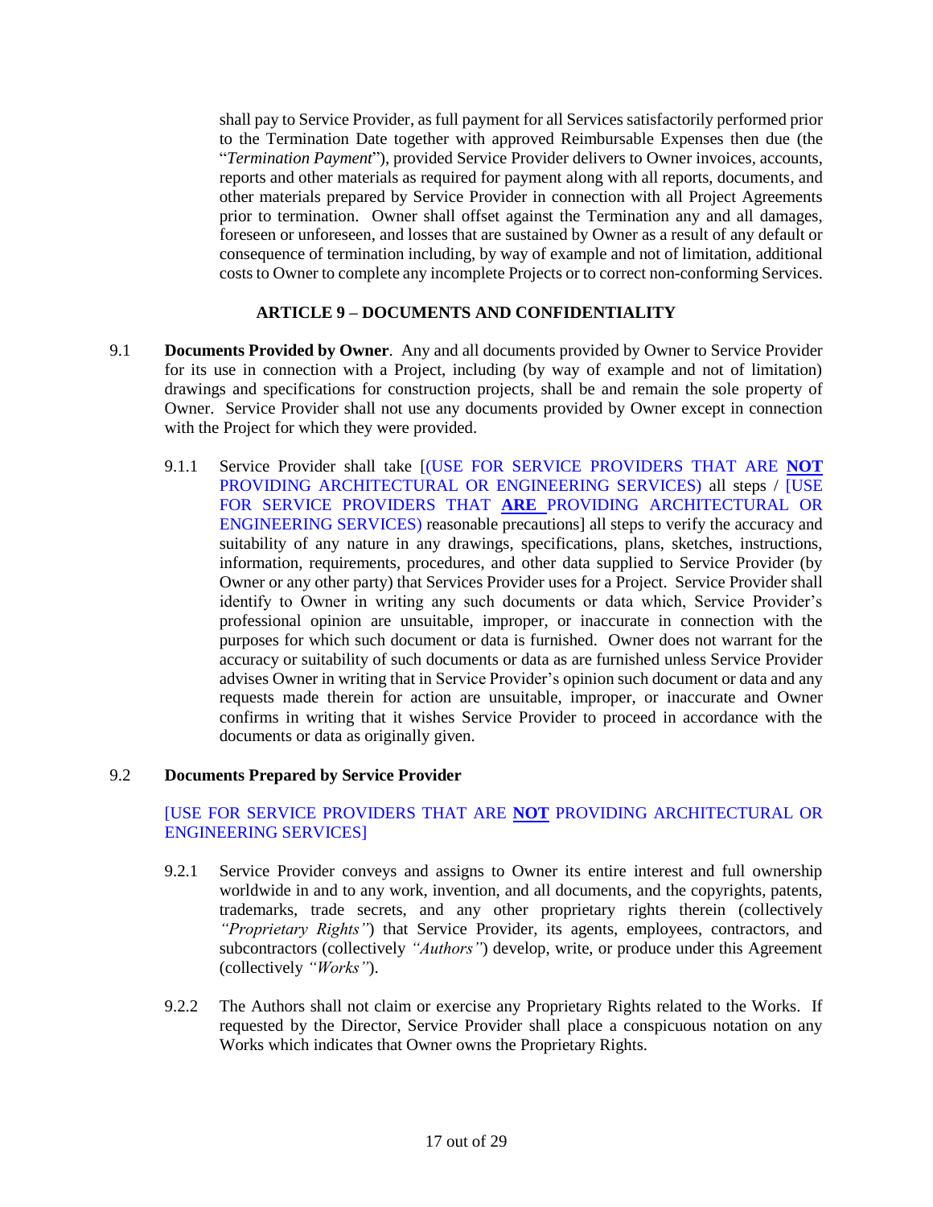shall pay to Service Provider, as full payment for all Services satisfactorily performed prior to the Termination Date together with approved Reimbursable Expenses then due (the "*Termination Payment*"), provided Service Provider delivers to Owner invoices, accounts, reports and other materials as required for payment along with all reports, documents, and other materials prepared by Service Provider in connection with all Project Agreements prior to termination. Owner shall offset against the Termination any and all damages, foreseen or unforeseen, and losses that are sustained by Owner as a result of any default or consequence of termination including, by way of example and not of limitation, additional costs to Owner to complete any incomplete Projects or to correct non-conforming Services.

## ARTICLE 9 – DOCUMENTS AND CONFIDENTIALITY

9.1 **Documents Provided by Owner**. Any and all documents provided by Owner to Service Provider for its use in connection with a Project, including (by way of example and not of limitation) drawings and specifications for construction projects, shall be and remain the sole property of Owner. Service Provider shall not use any documents provided by Owner except in connection with the Project for which they were provided.

9.1.1 Service Provider shall take [(USE FOR SERVICE PROVIDERS THAT ARE **NOT** PROVIDING ARCHITECTURAL OR ENGINEERING SERVICES) all steps / [USE FOR SERVICE PROVIDERS THAT **ARE** PROVIDING ARCHITECTURAL OR ENGINEERING SERVICES) reasonable precautions] all steps to verify the accuracy and suitability of any nature in any drawings, specifications, plans, sketches, instructions, information, requirements, procedures, and other data supplied to Service Provider (by Owner or any other party) that Services Provider uses for a Project. Service Provider shall identify to Owner in writing any such documents or data which, Service Provider's professional opinion are unsuitable, improper, or inaccurate in connection with the purposes for which such document or data is furnished. Owner does not warrant for the accuracy or suitability of such documents or data as are furnished unless Service Provider advises Owner in writing that in Service Provider's opinion such document or data and any requests made therein for action are unsuitable, improper, or inaccurate and Owner confirms in writing that it wishes Service Provider to proceed in accordance with the documents or data as originally given.

9.2 **Documents Prepared by Service Provider**

[USE FOR SERVICE PROVIDERS THAT ARE **NOT** PROVIDING ARCHITECTURAL OR ENGINEERING SERVICES]

9.2.1 Service Provider conveys and assigns to Owner its entire interest and full ownership worldwide in and to any work, invention, and all documents, and the copyrights, patents, trademarks, trade secrets, and any other proprietary rights therein (collectively *"Proprietary Rights"*) that Service Provider, its agents, employees, contractors, and subcontractors (collectively *"Authors"*) develop, write, or produce under this Agreement (collectively *"Works"*).

9.2.2 The Authors shall not claim or exercise any Proprietary Rights related to the Works. If requested by the Director, Service Provider shall place a conspicuous notation on any Works which indicates that Owner owns the Proprietary Rights.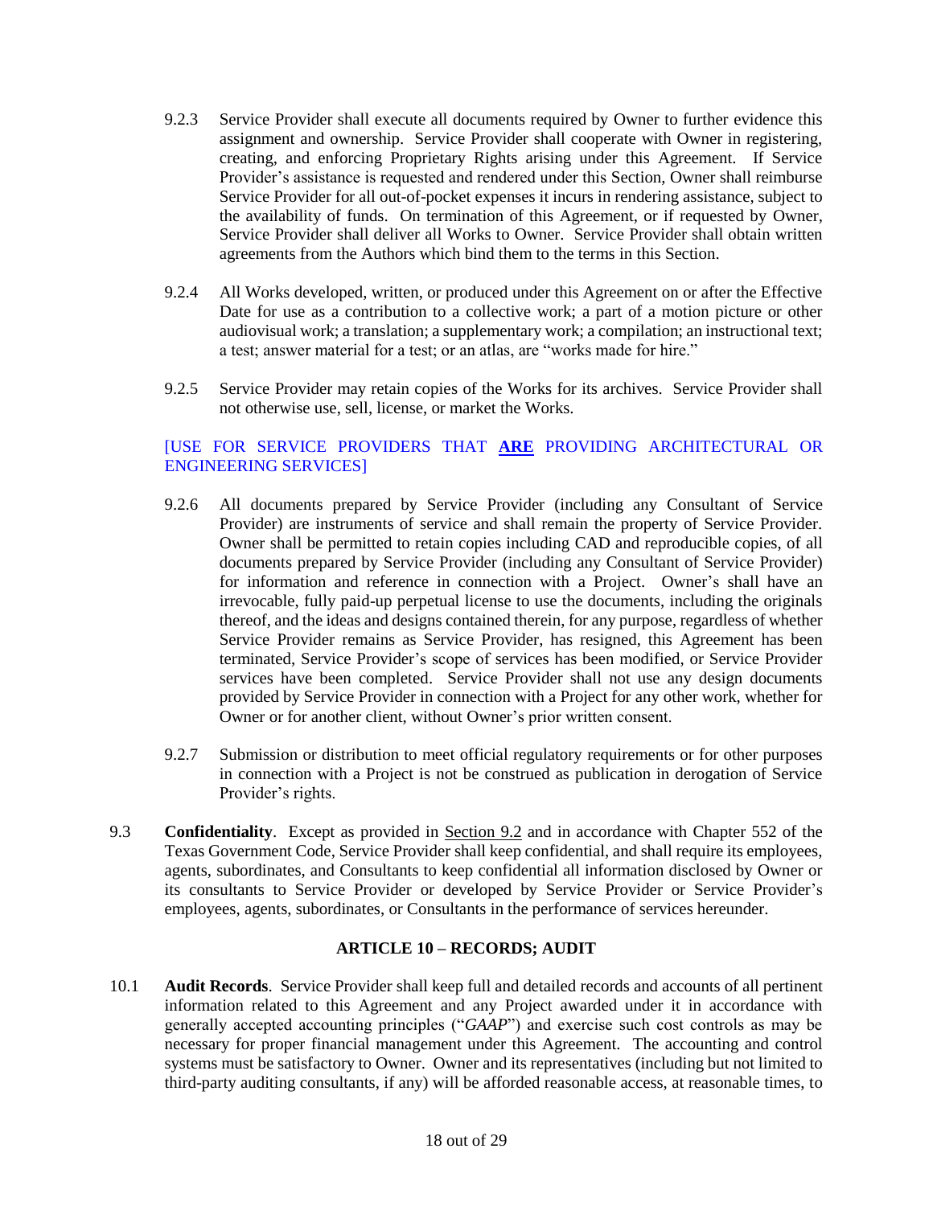9.2.3 Service Provider shall execute all documents required by Owner to further evidence this assignment and ownership. Service Provider shall cooperate with Owner in registering, creating, and enforcing Proprietary Rights arising under this Agreement. If Service Provider's assistance is requested and rendered under this Section, Owner shall reimburse Service Provider for all out-of-pocket expenses it incurs in rendering assistance, subject to the availability of funds. On termination of this Agreement, or if requested by Owner, Service Provider shall deliver all Works to Owner. Service Provider shall obtain written agreements from the Authors which bind them to the terms in this Section.

9.2.4 All Works developed, written, or produced under this Agreement on or after the Effective Date for use as a contribution to a collective work; a part of a motion picture or other audiovisual work; a translation; a supplementary work; a compilation; an instructional text; a test; answer material for a test; or an atlas, are "works made for hire."

9.2.5 Service Provider may retain copies of the Works for its archives. Service Provider shall not otherwise use, sell, license, or market the Works.

[USE FOR SERVICE PROVIDERS THAT **ARE** PROVIDING ARCHITECTURAL OR ENGINEERING SERVICES]

9.2.6 All documents prepared by Service Provider (including any Consultant of Service Provider) are instruments of service and shall remain the property of Service Provider. Owner shall be permitted to retain copies including CAD and reproducible copies, of all documents prepared by Service Provider (including any Consultant of Service Provider) for information and reference in connection with a Project. Owner's shall have an irrevocable, fully paid-up perpetual license to use the documents, including the originals thereof, and the ideas and designs contained therein, for any purpose, regardless of whether Service Provider remains as Service Provider, has resigned, this Agreement has been terminated, Service Provider's scope of services has been modified, or Service Provider services have been completed. Service Provider shall not use any design documents provided by Service Provider in connection with a Project for any other work, whether for Owner or for another client, without Owner's prior written consent.

9.2.7 Submission or distribution to meet official regulatory requirements or for other purposes in connection with a Project is not be construed as publication in derogation of Service Provider's rights.

9.3 **Confidentiality**. Except as provided in Section 9.2 and in accordance with Chapter 552 of the Texas Government Code, Service Provider shall keep confidential, and shall require its employees, agents, subordinates, and Consultants to keep confidential all information disclosed by Owner or its consultants to Service Provider or developed by Service Provider or Service Provider's employees, agents, subordinates, or Consultants in the performance of services hereunder.

## ARTICLE 10 – RECORDS; AUDIT

10.1 **Audit Records**. Service Provider shall keep full and detailed records and accounts of all pertinent information related to this Agreement and any Project awarded under it in accordance with generally accepted accounting principles ("*GAAP*") and exercise such cost controls as may be necessary for proper financial management under this Agreement. The accounting and control systems must be satisfactory to Owner. Owner and its representatives (including but not limited to third-party auditing consultants, if any) will be afforded reasonable access, at reasonable times, to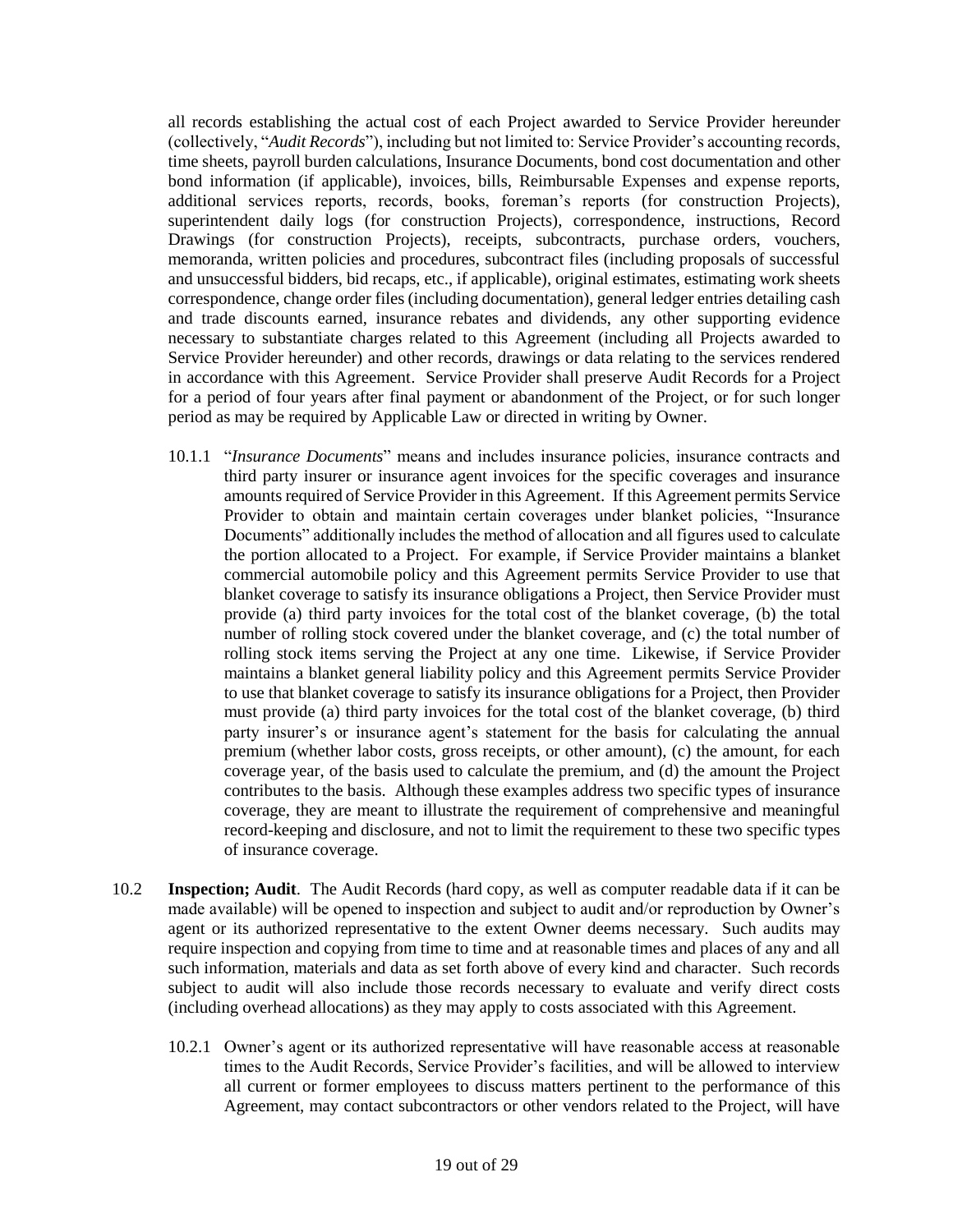all records establishing the actual cost of each Project awarded to Service Provider hereunder (collectively, "*Audit Records*"), including but not limited to: Service Provider's accounting records, time sheets, payroll burden calculations, Insurance Documents, bond cost documentation and other bond information (if applicable), invoices, bills, Reimbursable Expenses and expense reports, additional services reports, records, books, foreman's reports (for construction Projects), superintendent daily logs (for construction Projects), correspondence, instructions, Record Drawings (for construction Projects), receipts, subcontracts, purchase orders, vouchers, memoranda, written policies and procedures, subcontract files (including proposals of successful and unsuccessful bidders, bid recaps, etc., if applicable), original estimates, estimating work sheets correspondence, change order files (including documentation), general ledger entries detailing cash and trade discounts earned, insurance rebates and dividends, any other supporting evidence necessary to substantiate charges related to this Agreement (including all Projects awarded to Service Provider hereunder) and other records, drawings or data relating to the services rendered in accordance with this Agreement. Service Provider shall preserve Audit Records for a Project for a period of four years after final payment or abandonment of the Project, or for such longer period as may be required by Applicable Law or directed in writing by Owner.

10.1.1 "*Insurance Documents*" means and includes insurance policies, insurance contracts and third party insurer or insurance agent invoices for the specific coverages and insurance amounts required of Service Provider in this Agreement. If this Agreement permits Service Provider to obtain and maintain certain coverages under blanket policies, "Insurance Documents" additionally includes the method of allocation and all figures used to calculate the portion allocated to a Project. For example, if Service Provider maintains a blanket commercial automobile policy and this Agreement permits Service Provider to use that blanket coverage to satisfy its insurance obligations a Project, then Service Provider must provide (a) third party invoices for the total cost of the blanket coverage, (b) the total number of rolling stock covered under the blanket coverage, and (c) the total number of rolling stock items serving the Project at any one time. Likewise, if Service Provider maintains a blanket general liability policy and this Agreement permits Service Provider to use that blanket coverage to satisfy its insurance obligations for a Project, then Provider must provide (a) third party invoices for the total cost of the blanket coverage, (b) third party insurer's or insurance agent's statement for the basis for calculating the annual premium (whether labor costs, gross receipts, or other amount), (c) the amount, for each coverage year, of the basis used to calculate the premium, and (d) the amount the Project contributes to the basis. Although these examples address two specific types of insurance coverage, they are meant to illustrate the requirement of comprehensive and meaningful record-keeping and disclosure, and not to limit the requirement to these two specific types of insurance coverage.

10.2 **Inspection; Audit**. The Audit Records (hard copy, as well as computer readable data if it can be made available) will be opened to inspection and subject to audit and/or reproduction by Owner's agent or its authorized representative to the extent Owner deems necessary. Such audits may require inspection and copying from time to time and at reasonable times and places of any and all such information, materials and data as set forth above of every kind and character. Such records subject to audit will also include those records necessary to evaluate and verify direct costs (including overhead allocations) as they may apply to costs associated with this Agreement.

10.2.1 Owner's agent or its authorized representative will have reasonable access at reasonable times to the Audit Records, Service Provider's facilities, and will be allowed to interview all current or former employees to discuss matters pertinent to the performance of this Agreement, may contact subcontractors or other vendors related to the Project, will have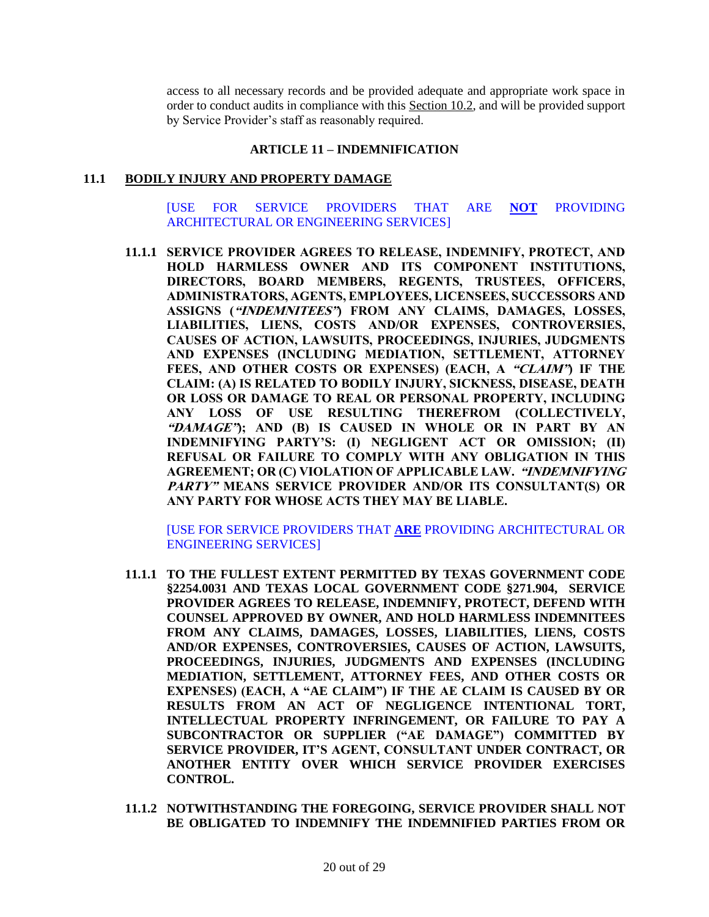access to all necessary records and be provided adequate and appropriate work space in order to conduct audits in compliance with this Section 10.2, and will be provided support by Service Provider's staff as reasonably required.

## ARTICLE 11 – INDEMNIFICATION

### 11.1 BODILY INJURY AND PROPERTY DAMAGE

[USE FOR SERVICE PROVIDERS THAT ARE **NOT** PROVIDING ARCHITECTURAL OR ENGINEERING SERVICES]

**11.1.1 SERVICE PROVIDER AGREES TO RELEASE, INDEMNIFY, PROTECT, AND HOLD HARMLESS OWNER AND ITS COMPONENT INSTITUTIONS, DIRECTORS, BOARD MEMBERS, REGENTS, TRUSTEES, OFFICERS, ADMINISTRATORS, AGENTS, EMPLOYEES, LICENSEES, SUCCESSORS AND ASSIGNS (*"INDEMNITEES"*) FROM ANY CLAIMS, DAMAGES, LOSSES, LIABILITIES, LIENS, COSTS AND/OR EXPENSES, CONTROVERSIES, CAUSES OF ACTION, LAWSUITS, PROCEEDINGS, INJURIES, JUDGMENTS AND EXPENSES (INCLUDING MEDIATION, SETTLEMENT, ATTORNEY FEES, AND OTHER COSTS OR EXPENSES) (EACH, A *"CLAIM"*) IF THE CLAIM: (A) IS RELATED TO BODILY INJURY, SICKNESS, DISEASE, DEATH OR LOSS OR DAMAGE TO REAL OR PERSONAL PROPERTY, INCLUDING ANY LOSS OF USE RESULTING THEREFROM (COLLECTIVELY, *"DAMAGE"*); AND (B) IS CAUSED IN WHOLE OR IN PART BY AN INDEMNIFYING PARTY'S: (I) NEGLIGENT ACT OR OMISSION; (II) REFUSAL OR FAILURE TO COMPLY WITH ANY OBLIGATION IN THIS AGREEMENT; OR (C) VIOLATION OF APPLICABLE LAW. *"INDEMNIFYING PARTY"* MEANS SERVICE PROVIDER AND/OR ITS CONSULTANT(S) OR ANY PARTY FOR WHOSE ACTS THEY MAY BE LIABLE.**

[USE FOR SERVICE PROVIDERS THAT **ARE** PROVIDING ARCHITECTURAL OR ENGINEERING SERVICES]

**11.1.1 TO THE FULLEST EXTENT PERMITTED BY TEXAS GOVERNMENT CODE §2254.0031 AND TEXAS LOCAL GOVERNMENT CODE §271.904, SERVICE PROVIDER AGREES TO RELEASE, INDEMNIFY, PROTECT, DEFEND WITH COUNSEL APPROVED BY OWNER, AND HOLD HARMLESS INDEMNITEES FROM ANY CLAIMS, DAMAGES, LOSSES, LIABILITIES, LIENS, COSTS AND/OR EXPENSES, CONTROVERSIES, CAUSES OF ACTION, LAWSUITS, PROCEEDINGS, INJURIES, JUDGMENTS AND EXPENSES (INCLUDING MEDIATION, SETTLEMENT, ATTORNEY FEES, AND OTHER COSTS OR EXPENSES) (EACH, A "AE CLAIM") IF THE AE CLAIM IS CAUSED BY OR RESULTS FROM AN ACT OF NEGLIGENCE INTENTIONAL TORT, INTELLECTUAL PROPERTY INFRINGEMENT, OR FAILURE TO PAY A SUBCONTRACTOR OR SUPPLIER ("AE DAMAGE") COMMITTED BY SERVICE PROVIDER, IT'S AGENT, CONSULTANT UNDER CONTRACT, OR ANOTHER ENTITY OVER WHICH SERVICE PROVIDER EXERCISES CONTROL.**

**11.1.2 NOTWITHSTANDING THE FOREGOING, SERVICE PROVIDER SHALL NOT BE OBLIGATED TO INDEMNIFY THE INDEMNIFIED PARTIES FROM OR**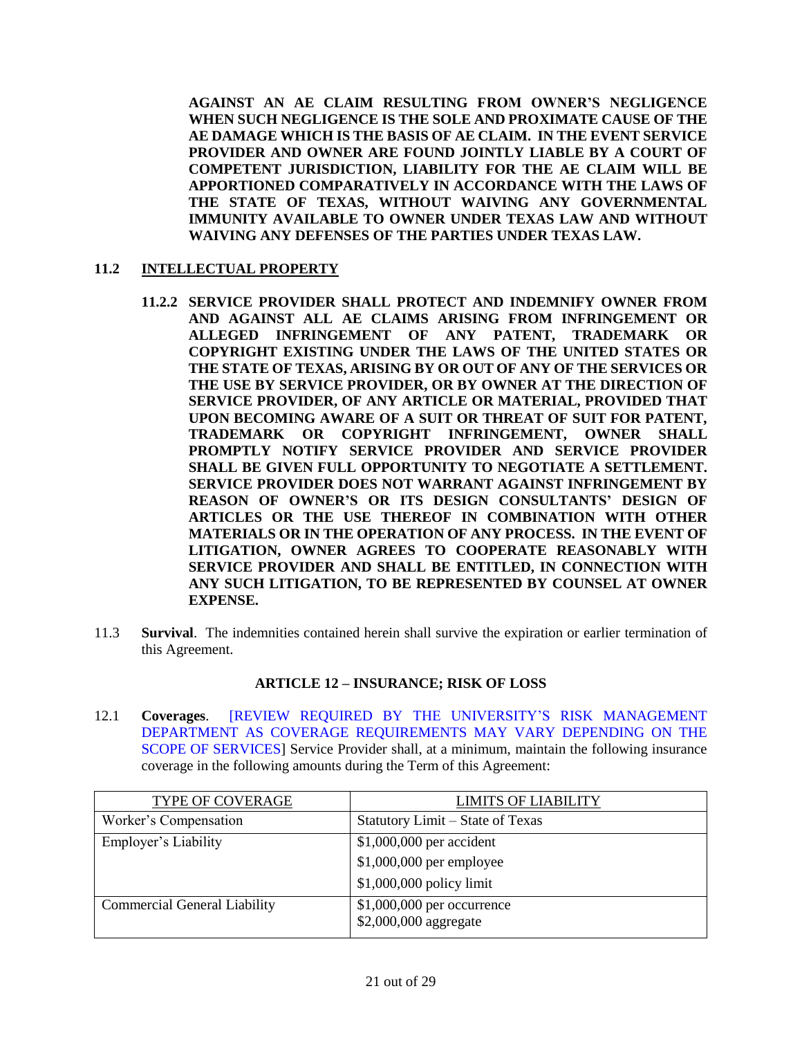**AGAINST AN AE CLAIM RESULTING FROM OWNER'S NEGLIGENCE WHEN SUCH NEGLIGENCE IS THE SOLE AND PROXIMATE CAUSE OF THE AE DAMAGE WHICH IS THE BASIS OF AE CLAIM. IN THE EVENT SERVICE PROVIDER AND OWNER ARE FOUND JOINTLY LIABLE BY A COURT OF COMPETENT JURISDICTION, LIABILITY FOR THE AE CLAIM WILL BE APPORTIONED COMPARATIVELY IN ACCORDANCE WITH THE LAWS OF THE STATE OF TEXAS, WITHOUT WAIVING ANY GOVERNMENTAL IMMUNITY AVAILABLE TO OWNER UNDER TEXAS LAW AND WITHOUT WAIVING ANY DEFENSES OF THE PARTIES UNDER TEXAS LAW.**

**11.2 INTELLECTUAL PROPERTY**

**11.2.2 SERVICE PROVIDER SHALL PROTECT AND INDEMNIFY OWNER FROM AND AGAINST ALL AE CLAIMS ARISING FROM INFRINGEMENT OR ALLEGED INFRINGEMENT OF ANY PATENT, TRADEMARK OR COPYRIGHT EXISTING UNDER THE LAWS OF THE UNITED STATES OR THE STATE OF TEXAS, ARISING BY OR OUT OF ANY OF THE SERVICES OR THE USE BY SERVICE PROVIDER, OR BY OWNER AT THE DIRECTION OF SERVICE PROVIDER, OF ANY ARTICLE OR MATERIAL, PROVIDED THAT UPON BECOMING AWARE OF A SUIT OR THREAT OF SUIT FOR PATENT, TRADEMARK OR COPYRIGHT INFRINGEMENT, OWNER SHALL PROMPTLY NOTIFY SERVICE PROVIDER AND SERVICE PROVIDER SHALL BE GIVEN FULL OPPORTUNITY TO NEGOTIATE A SETTLEMENT. SERVICE PROVIDER DOES NOT WARRANT AGAINST INFRINGEMENT BY REASON OF OWNER'S OR ITS DESIGN CONSULTANTS' DESIGN OF ARTICLES OR THE USE THEREOF IN COMBINATION WITH OTHER MATERIALS OR IN THE OPERATION OF ANY PROCESS. IN THE EVENT OF LITIGATION, OWNER AGREES TO COOPERATE REASONABLY WITH SERVICE PROVIDER AND SHALL BE ENTITLED, IN CONNECTION WITH ANY SUCH LITIGATION, TO BE REPRESENTED BY COUNSEL AT OWNER EXPENSE.**

11.3 **Survival**. The indemnities contained herein shall survive the expiration or earlier termination of this Agreement.

## ARTICLE 12 – INSURANCE; RISK OF LOSS

12.1 **Coverages**. [REVIEW REQUIRED BY THE UNIVERSITY'S RISK MANAGEMENT DEPARTMENT AS COVERAGE REQUIREMENTS MAY VARY DEPENDING ON THE SCOPE OF SERVICES] Service Provider shall, at a minimum, maintain the following insurance coverage in the following amounts during the Term of this Agreement:

| TYPE OF COVERAGE | LIMITS OF LIABILITY |
|---|---|
| Worker's Compensation | Statutory Limit – State of Texas |
| Employer's Liability | $1,000,000 per accident<br>$1,000,000 per employee<br>$1,000,000 policy limit |
| Commercial General Liability | $1,000,000 per occurrence<br>$2,000,000 aggregate |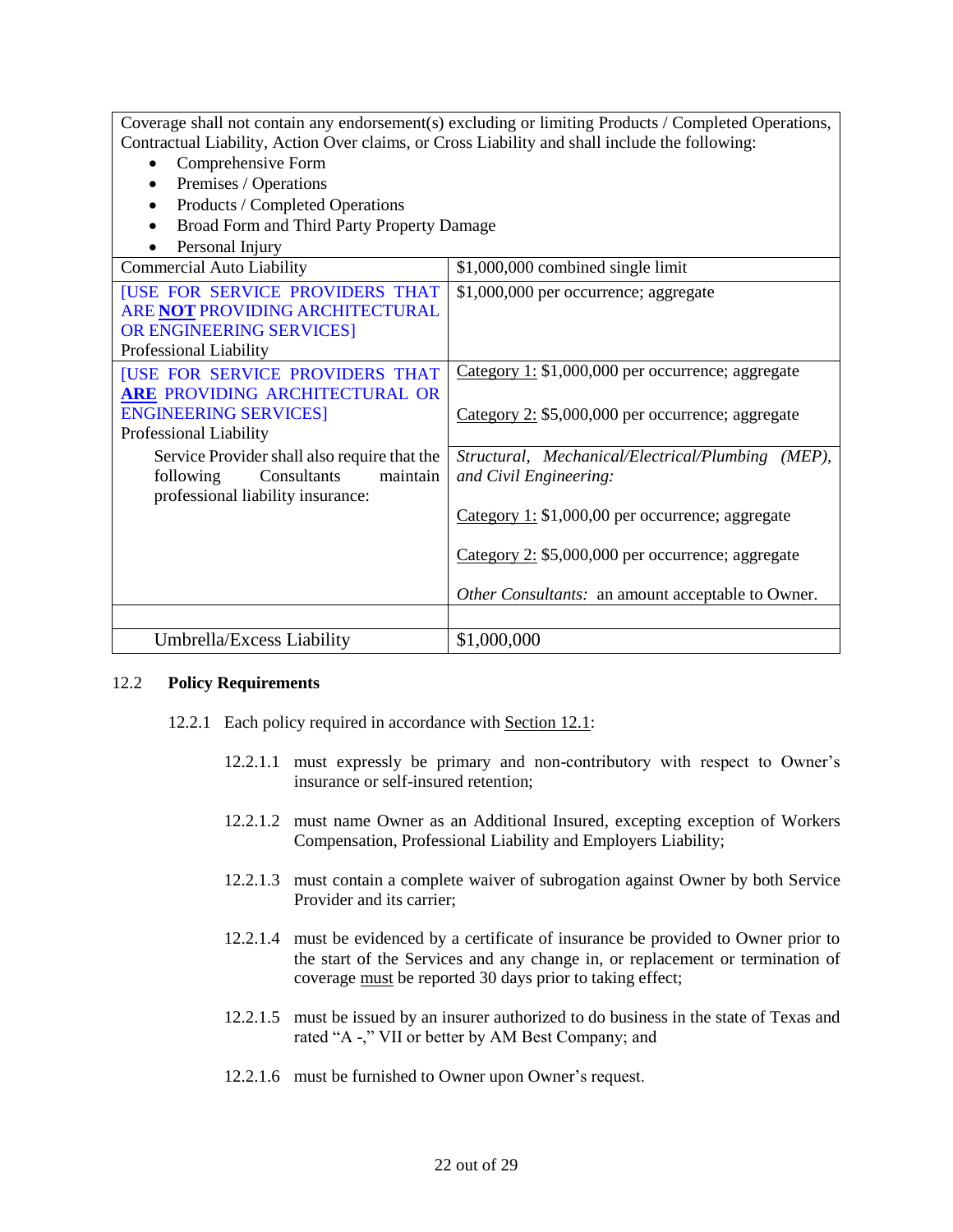| | |
|---|---|
| Coverage shall not contain any endorsement(s) excluding or limiting Products / Completed Operations, Contractual Liability, Action Over claims, or Cross Liability and shall include the following:<br>• Comprehensive Form<br>• Premises / Operations<br>• Products / Completed Operations<br>• Broad Form and Third Party Property Damage<br>• Personal Injury | |
| Commercial Auto Liability | $1,000,000 combined single limit |
| [USE FOR SERVICE PROVIDERS THAT ARE **NOT** PROVIDING ARCHITECTURAL OR ENGINEERING SERVICES]<br>Professional Liability | $1,000,000 per occurrence; aggregate |
| [USE FOR SERVICE PROVIDERS THAT **ARE** PROVIDING ARCHITECTURAL OR ENGINEERING SERVICES]<br>Professional Liability | Category 1: $1,000,000 per occurrence; aggregate<br><br>Category 2: $5,000,000 per occurrence; aggregate |
| Service Provider shall also require that the following Consultants maintain professional liability insurance: | *Structural, Mechanical/Electrical/Plumbing (MEP), and Civil Engineering:*<br><br>Category 1: $1,000,00 per occurrence; aggregate<br><br>Category 2: $5,000,000 per occurrence; aggregate<br><br>*Other Consultants:* an amount acceptable to Owner. |
| | |
| Umbrella/Excess Liability | $1,000,000 |

12.2 **Policy Requirements**

12.2.1 Each policy required in accordance with Section 12.1:

12.2.1.1 must expressly be primary and non-contributory with respect to Owner's insurance or self-insured retention;

12.2.1.2 must name Owner as an Additional Insured, excepting exception of Workers Compensation, Professional Liability and Employers Liability;

12.2.1.3 must contain a complete waiver of subrogation against Owner by both Service Provider and its carrier;

12.2.1.4 must be evidenced by a certificate of insurance be provided to Owner prior to the start of the Services and any change in, or replacement or termination of coverage must be reported 30 days prior to taking effect;

12.2.1.5 must be issued by an insurer authorized to do business in the state of Texas and rated "A -," VII or better by AM Best Company; and

12.2.1.6 must be furnished to Owner upon Owner's request.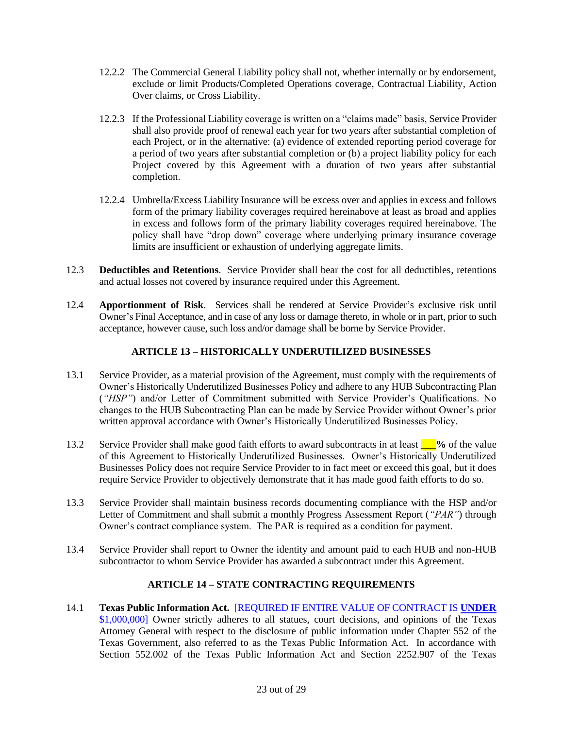12.2.2 The Commercial General Liability policy shall not, whether internally or by endorsement, exclude or limit Products/Completed Operations coverage, Contractual Liability, Action Over claims, or Cross Liability.

12.2.3 If the Professional Liability coverage is written on a "claims made" basis, Service Provider shall also provide proof of renewal each year for two years after substantial completion of each Project, or in the alternative: (a) evidence of extended reporting period coverage for a period of two years after substantial completion or (b) a project liability policy for each Project covered by this Agreement with a duration of two years after substantial completion.

12.2.4 Umbrella/Excess Liability Insurance will be excess over and applies in excess and follows form of the primary liability coverages required hereinabove at least as broad and applies in excess and follows form of the primary liability coverages required hereinabove. The policy shall have "drop down" coverage where underlying primary insurance coverage limits are insufficient or exhaustion of underlying aggregate limits.

12.3 **Deductibles and Retentions**. Service Provider shall bear the cost for all deductibles, retentions and actual losses not covered by insurance required under this Agreement.

12.4 **Apportionment of Risk**. Services shall be rendered at Service Provider's exclusive risk until Owner's Final Acceptance, and in case of any loss or damage thereto, in whole or in part, prior to such acceptance, however cause, such loss and/or damage shall be borne by Service Provider.

## ARTICLE 13 – HISTORICALLY UNDERUTILIZED BUSINESSES

13.1 Service Provider, as a material provision of the Agreement, must comply with the requirements of Owner's Historically Underutilized Businesses Policy and adhere to any HUB Subcontracting Plan (*"HSP"*) and/or Letter of Commitment submitted with Service Provider's Qualifications. No changes to the HUB Subcontracting Plan can be made by Service Provider without Owner's prior written approval accordance with Owner's Historically Underutilized Businesses Policy.

13.2 Service Provider shall make good faith efforts to award subcontracts in at least **___%** of the value of this Agreement to Historically Underutilized Businesses. Owner's Historically Underutilized Businesses Policy does not require Service Provider to in fact meet or exceed this goal, but it does require Service Provider to objectively demonstrate that it has made good faith efforts to do so.

13.3 Service Provider shall maintain business records documenting compliance with the HSP and/or Letter of Commitment and shall submit a monthly Progress Assessment Report (*"PAR"*) through Owner's contract compliance system. The PAR is required as a condition for payment.

13.4 Service Provider shall report to Owner the identity and amount paid to each HUB and non-HUB subcontractor to whom Service Provider has awarded a subcontract under this Agreement.

## ARTICLE 14 – STATE CONTRACTING REQUIREMENTS

14.1 **Texas Public Information Act.** [REQUIRED IF ENTIRE VALUE OF CONTRACT IS **UNDER** $1,000,000] Owner strictly adheres to all statues, court decisions, and opinions of the Texas Attorney General with respect to the disclosure of public information under Chapter 552 of the Texas Government, also referred to as the Texas Public Information Act. In accordance with Section 552.002 of the Texas Public Information Act and Section 2252.907 of the Texas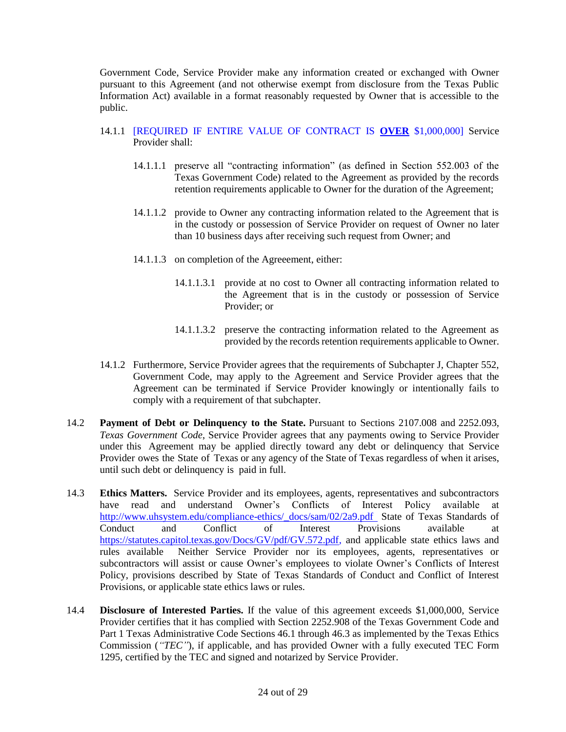Government Code, Service Provider make any information created or exchanged with Owner pursuant to this Agreement (and not otherwise exempt from disclosure from the Texas Public Information Act) available in a format reasonably requested by Owner that is accessible to the public.

14.1.1 [REQUIRED IF ENTIRE VALUE OF CONTRACT IS **OVER** $1,000,000] Service Provider shall:

14.1.1.1 preserve all "contracting information" (as defined in Section 552.003 of the Texas Government Code) related to the Agreement as provided by the records retention requirements applicable to Owner for the duration of the Agreement;

14.1.1.2 provide to Owner any contracting information related to the Agreement that is in the custody or possession of Service Provider on request of Owner no later than 10 business days after receiving such request from Owner; and

14.1.1.3 on completion of the Agreeement, either:

14.1.1.3.1 provide at no cost to Owner all contracting information related to the Agreement that is in the custody or possession of Service Provider; or

14.1.1.3.2 preserve the contracting information related to the Agreement as provided by the records retention requirements applicable to Owner.

14.1.2 Furthermore, Service Provider agrees that the requirements of Subchapter J, Chapter 552, Government Code, may apply to the Agreement and Service Provider agrees that the Agreement can be terminated if Service Provider knowingly or intentionally fails to comply with a requirement of that subchapter.

14.2 **Payment of Debt or Delinquency to the State.** Pursuant to Sections 2107.008 and 2252.093, *Texas Government Code*, Service Provider agrees that any payments owing to Service Provider under this Agreement may be applied directly toward any debt or delinquency that Service Provider owes the State of Texas or any agency of the State of Texas regardless of when it arises, until such debt or delinquency is paid in full.

14.3 **Ethics Matters.** Service Provider and its employees, agents, representatives and subcontractors have read and understand Owner's Conflicts of Interest Policy available at http://www.uhsystem.edu/compliance-ethics/_docs/sam/02/2a9.pdf State of Texas Standards of Conduct and Conflict of Interest Provisions available at https://statutes.capitol.texas.gov/Docs/GV/pdf/GV.572.pdf, and applicable state ethics laws and rules available Neither Service Provider nor its employees, agents, representatives or subcontractors will assist or cause Owner's employees to violate Owner's Conflicts of Interest Policy, provisions described by State of Texas Standards of Conduct and Conflict of Interest Provisions, or applicable state ethics laws or rules.

14.4 **Disclosure of Interested Parties.** If the value of this agreement exceeds $1,000,000, Service Provider certifies that it has complied with Section 2252.908 of the Texas Government Code and Part 1 Texas Administrative Code Sections 46.1 through 46.3 as implemented by the Texas Ethics Commission (*"TEC"*), if applicable, and has provided Owner with a fully executed TEC Form 1295, certified by the TEC and signed and notarized by Service Provider.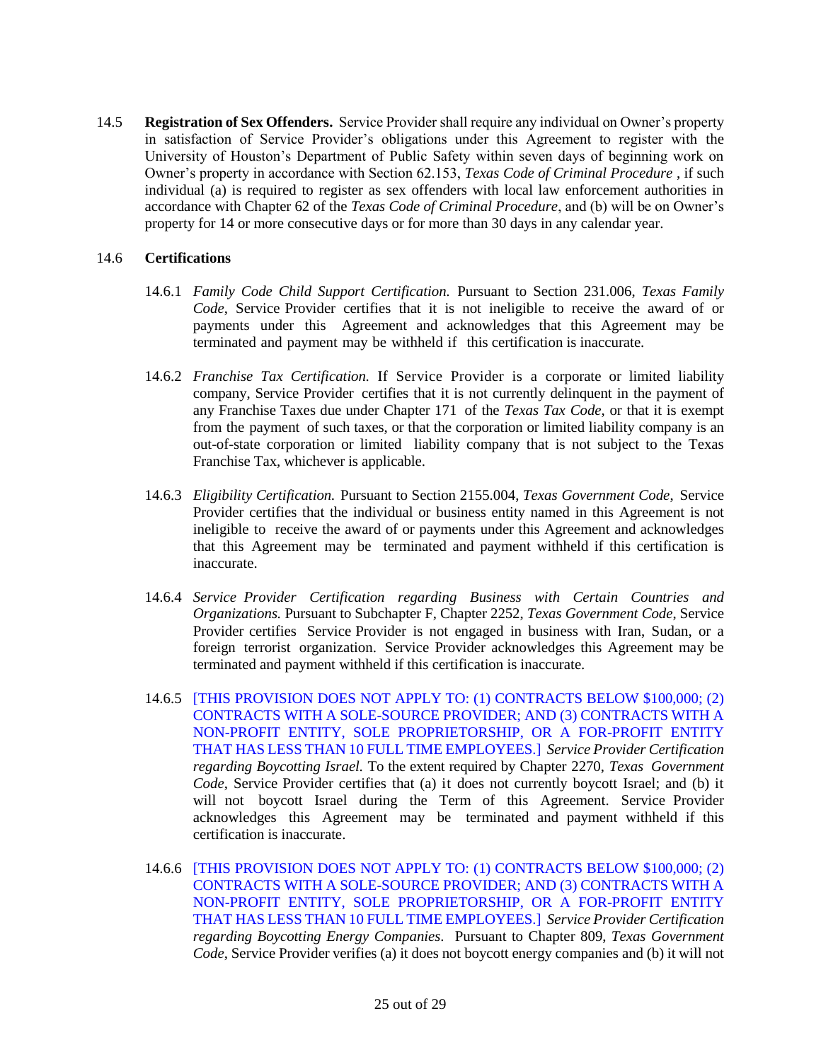14.5 **Registration of Sex Offenders.** Service Provider shall require any individual on Owner's property in satisfaction of Service Provider's obligations under this Agreement to register with the University of Houston's Department of Public Safety within seven days of beginning work on Owner's property in accordance with Section 62.153, *Texas Code of Criminal Procedure* , if such individual (a) is required to register as sex offenders with local law enforcement authorities in accordance with Chapter 62 of the *Texas Code of Criminal Procedure*, and (b) will be on Owner's property for 14 or more consecutive days or for more than 30 days in any calendar year.

14.6 **Certifications**

14.6.1 *Family Code Child Support Certification.* Pursuant to Section 231.006, *Texas Family Code*, Service Provider certifies that it is not ineligible to receive the award of or payments under this Agreement and acknowledges that this Agreement may be terminated and payment may be withheld if this certification is inaccurate.

14.6.2 *Franchise Tax Certification.* If Service Provider is a corporate or limited liability company, Service Provider certifies that it is not currently delinquent in the payment of any Franchise Taxes due under Chapter 171 of the *Texas Tax Code*, or that it is exempt from the payment of such taxes, or that the corporation or limited liability company is an out-of-state corporation or limited liability company that is not subject to the Texas Franchise Tax, whichever is applicable.

14.6.3 *Eligibility Certification.* Pursuant to Section 2155.004, *Texas Government Code*, Service Provider certifies that the individual or business entity named in this Agreement is not ineligible to receive the award of or payments under this Agreement and acknowledges that this Agreement may be terminated and payment withheld if this certification is inaccurate.

14.6.4 *Service Provider Certification regarding Business with Certain Countries and Organizations.* Pursuant to Subchapter F, Chapter 2252, *Texas Government Code*, Service Provider certifies Service Provider is not engaged in business with Iran, Sudan, or a foreign terrorist organization. Service Provider acknowledges this Agreement may be terminated and payment withheld if this certification is inaccurate.

14.6.5 [THIS PROVISION DOES NOT APPLY TO: (1) CONTRACTS BELOW $100,000; (2) CONTRACTS WITH A SOLE-SOURCE PROVIDER; AND (3) CONTRACTS WITH A NON-PROFIT ENTITY, SOLE PROPRIETORSHIP, OR A FOR-PROFIT ENTITY THAT HAS LESS THAN 10 FULL TIME EMPLOYEES.] *Service Provider Certification regarding Boycotting Israel.* To the extent required by Chapter 2270, *Texas Government Code*, Service Provider certifies that (a) it does not currently boycott Israel; and (b) it will not boycott Israel during the Term of this Agreement. Service Provider acknowledges this Agreement may be terminated and payment withheld if this certification is inaccurate.

14.6.6 [THIS PROVISION DOES NOT APPLY TO: (1) CONTRACTS BELOW $100,000; (2) CONTRACTS WITH A SOLE-SOURCE PROVIDER; AND (3) CONTRACTS WITH A NON-PROFIT ENTITY, SOLE PROPRIETORSHIP, OR A FOR-PROFIT ENTITY THAT HAS LESS THAN 10 FULL TIME EMPLOYEES.] *Service Provider Certification regarding Boycotting Energy Companies.* Pursuant to Chapter 809, *Texas Government Code*, Service Provider verifies (a) it does not boycott energy companies and (b) it will not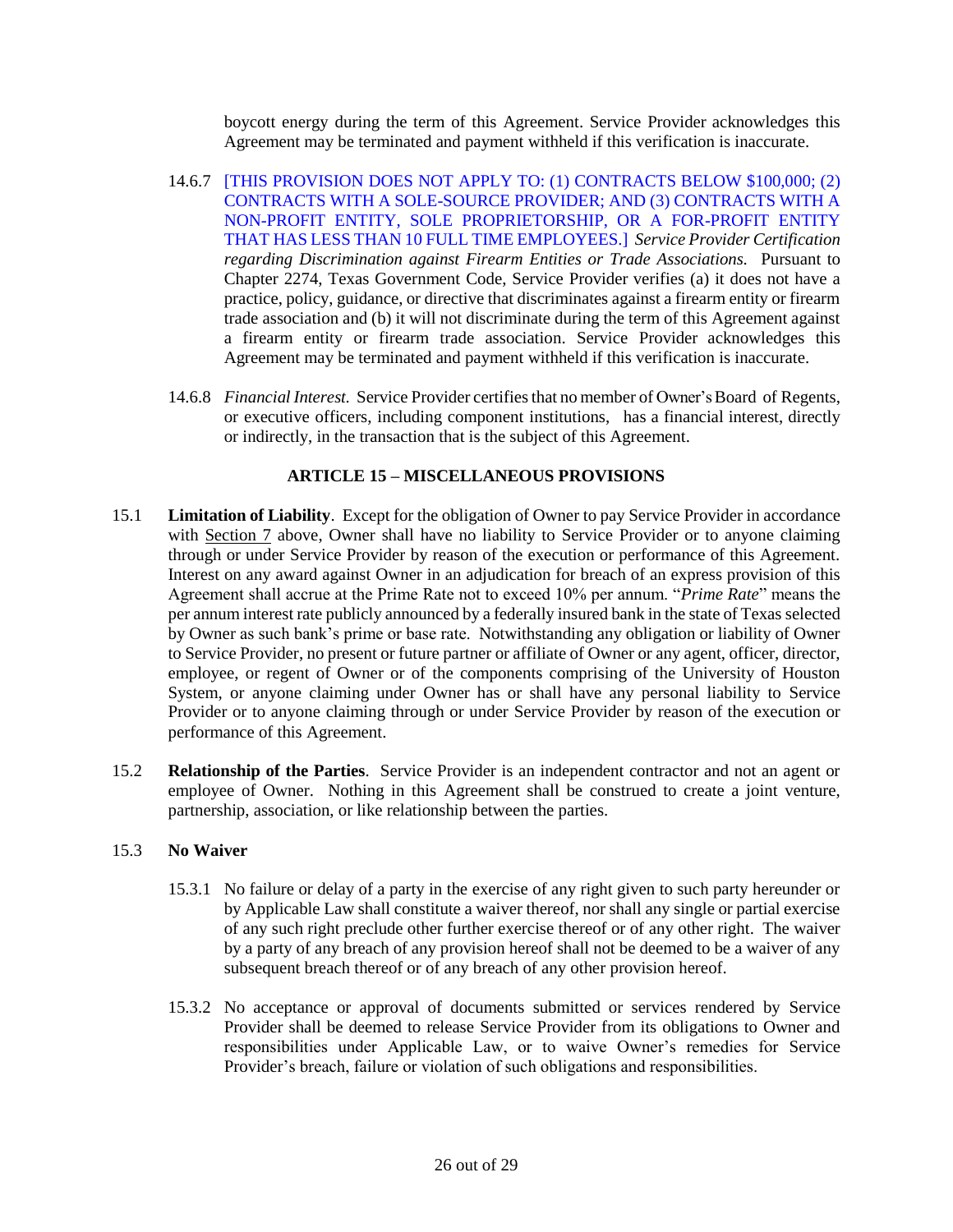boycott energy during the term of this Agreement. Service Provider acknowledges this Agreement may be terminated and payment withheld if this verification is inaccurate.

14.6.7 [THIS PROVISION DOES NOT APPLY TO: (1) CONTRACTS BELOW $100,000; (2) CONTRACTS WITH A SOLE-SOURCE PROVIDER; AND (3) CONTRACTS WITH A NON-PROFIT ENTITY, SOLE PROPRIETORSHIP, OR A FOR-PROFIT ENTITY THAT HAS LESS THAN 10 FULL TIME EMPLOYEES.] *Service Provider Certification regarding Discrimination against Firearm Entities or Trade Associations.* Pursuant to Chapter 2274, Texas Government Code, Service Provider verifies (a) it does not have a practice, policy, guidance, or directive that discriminates against a firearm entity or firearm trade association and (b) it will not discriminate during the term of this Agreement against a firearm entity or firearm trade association. Service Provider acknowledges this Agreement may be terminated and payment withheld if this verification is inaccurate.

14.6.8 *Financial Interest.* Service Provider certifies that no member of Owner's Board of Regents, or executive officers, including component institutions, has a financial interest, directly or indirectly, in the transaction that is the subject of this Agreement.

## ARTICLE 15 – MISCELLANEOUS PROVISIONS

15.1 **Limitation of Liability**. Except for the obligation of Owner to pay Service Provider in accordance with Section 7 above, Owner shall have no liability to Service Provider or to anyone claiming through or under Service Provider by reason of the execution or performance of this Agreement. Interest on any award against Owner in an adjudication for breach of an express provision of this Agreement shall accrue at the Prime Rate not to exceed 10% per annum. "*Prime Rate*" means the per annum interest rate publicly announced by a federally insured bank in the state of Texas selected by Owner as such bank's prime or base rate. Notwithstanding any obligation or liability of Owner to Service Provider, no present or future partner or affiliate of Owner or any agent, officer, director, employee, or regent of Owner or of the components comprising of the University of Houston System, or anyone claiming under Owner has or shall have any personal liability to Service Provider or to anyone claiming through or under Service Provider by reason of the execution or performance of this Agreement.

15.2 **Relationship of the Parties**. Service Provider is an independent contractor and not an agent or employee of Owner. Nothing in this Agreement shall be construed to create a joint venture, partnership, association, or like relationship between the parties.

15.3 **No Waiver**

15.3.1 No failure or delay of a party in the exercise of any right given to such party hereunder or by Applicable Law shall constitute a waiver thereof, nor shall any single or partial exercise of any such right preclude other further exercise thereof or of any other right. The waiver by a party of any breach of any provision hereof shall not be deemed to be a waiver of any subsequent breach thereof or of any breach of any other provision hereof.

15.3.2 No acceptance or approval of documents submitted or services rendered by Service Provider shall be deemed to release Service Provider from its obligations to Owner and responsibilities under Applicable Law, or to waive Owner's remedies for Service Provider's breach, failure or violation of such obligations and responsibilities.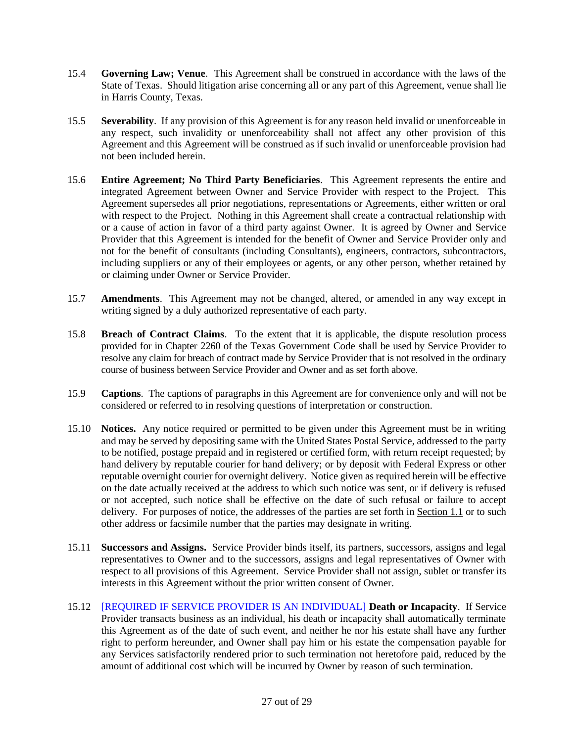15.4 **Governing Law; Venue**. This Agreement shall be construed in accordance with the laws of the State of Texas. Should litigation arise concerning all or any part of this Agreement, venue shall lie in Harris County, Texas.

15.5 **Severability**. If any provision of this Agreement is for any reason held invalid or unenforceable in any respect, such invalidity or unenforceability shall not affect any other provision of this Agreement and this Agreement will be construed as if such invalid or unenforceable provision had not been included herein.

15.6 **Entire Agreement; No Third Party Beneficiaries**. This Agreement represents the entire and integrated Agreement between Owner and Service Provider with respect to the Project. This Agreement supersedes all prior negotiations, representations or Agreements, either written or oral with respect to the Project. Nothing in this Agreement shall create a contractual relationship with or a cause of action in favor of a third party against Owner. It is agreed by Owner and Service Provider that this Agreement is intended for the benefit of Owner and Service Provider only and not for the benefit of consultants (including Consultants), engineers, contractors, subcontractors, including suppliers or any of their employees or agents, or any other person, whether retained by or claiming under Owner or Service Provider.

15.7 **Amendments**. This Agreement may not be changed, altered, or amended in any way except in writing signed by a duly authorized representative of each party.

15.8 **Breach of Contract Claims**. To the extent that it is applicable, the dispute resolution process provided for in Chapter 2260 of the Texas Government Code shall be used by Service Provider to resolve any claim for breach of contract made by Service Provider that is not resolved in the ordinary course of business between Service Provider and Owner and as set forth above.

15.9 **Captions**. The captions of paragraphs in this Agreement are for convenience only and will not be considered or referred to in resolving questions of interpretation or construction.

15.10 **Notices.** Any notice required or permitted to be given under this Agreement must be in writing and may be served by depositing same with the United States Postal Service, addressed to the party to be notified, postage prepaid and in registered or certified form, with return receipt requested; by hand delivery by reputable courier for hand delivery; or by deposit with Federal Express or other reputable overnight courier for overnight delivery. Notice given as required herein will be effective on the date actually received at the address to which such notice was sent, or if delivery is refused or not accepted, such notice shall be effective on the date of such refusal or failure to accept delivery. For purposes of notice, the addresses of the parties are set forth in Section 1.1 or to such other address or facsimile number that the parties may designate in writing.

15.11 **Successors and Assigns.** Service Provider binds itself, its partners, successors, assigns and legal representatives to Owner and to the successors, assigns and legal representatives of Owner with respect to all provisions of this Agreement. Service Provider shall not assign, sublet or transfer its interests in this Agreement without the prior written consent of Owner.

15.12 [REQUIRED IF SERVICE PROVIDER IS AN INDIVIDUAL] **Death or Incapacity**. If Service Provider transacts business as an individual, his death or incapacity shall automatically terminate this Agreement as of the date of such event, and neither he nor his estate shall have any further right to perform hereunder, and Owner shall pay him or his estate the compensation payable for any Services satisfactorily rendered prior to such termination not heretofore paid, reduced by the amount of additional cost which will be incurred by Owner by reason of such termination.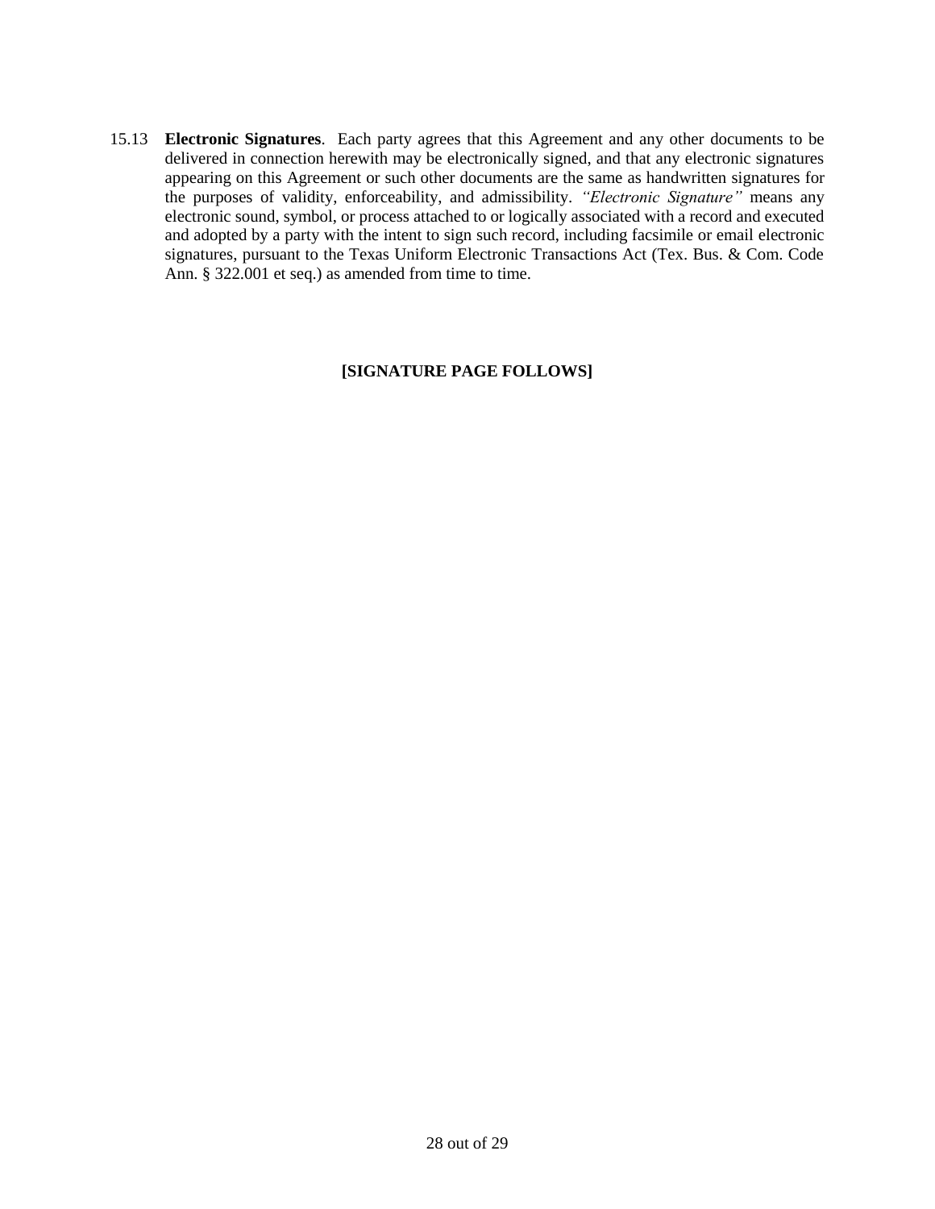15.13 **Electronic Signatures**. Each party agrees that this Agreement and any other documents to be delivered in connection herewith may be electronically signed, and that any electronic signatures appearing on this Agreement or such other documents are the same as handwritten signatures for the purposes of validity, enforceability, and admissibility. *"Electronic Signature"* means any electronic sound, symbol, or process attached to or logically associated with a record and executed and adopted by a party with the intent to sign such record, including facsimile or email electronic signatures, pursuant to the Texas Uniform Electronic Transactions Act (Tex. Bus. & Com. Code Ann. § 322.001 et seq.) as amended from time to time.

**[SIGNATURE PAGE FOLLOWS]**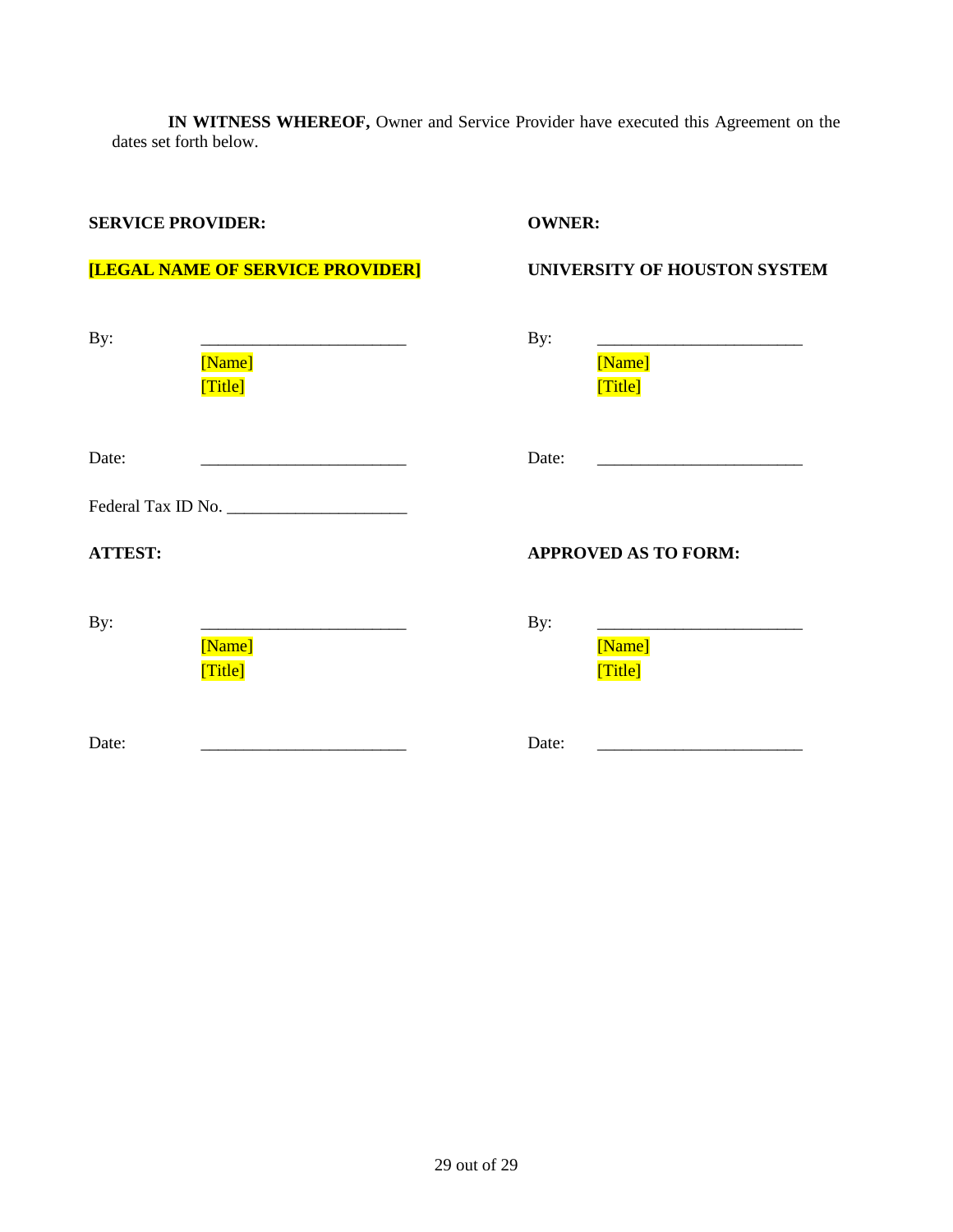**IN WITNESS WHEREOF,** Owner and Service Provider have executed this Agreement on the dates set forth below.

| **SERVICE PROVIDER:** | | **OWNER:** | |
|---|---|---|---|
| **[LEGAL NAME OF SERVICE PROVIDER]** | | **UNIVERSITY OF HOUSTON SYSTEM** | |
| By: | ________________________<br>[Name]<br>[Title] | By: | ________________________<br>[Name]<br>[Title] |
| Date: | ________________________ | Date: | ________________________ |
| Federal Tax ID No. ____________________ | | | |
| **ATTEST:** | | **APPROVED AS TO FORM:** | |
| By: | ________________________<br>[Name]<br>[Title] | By: | ________________________<br>[Name]<br>[Title] |
| Date: | ________________________ | Date: | ________________________ |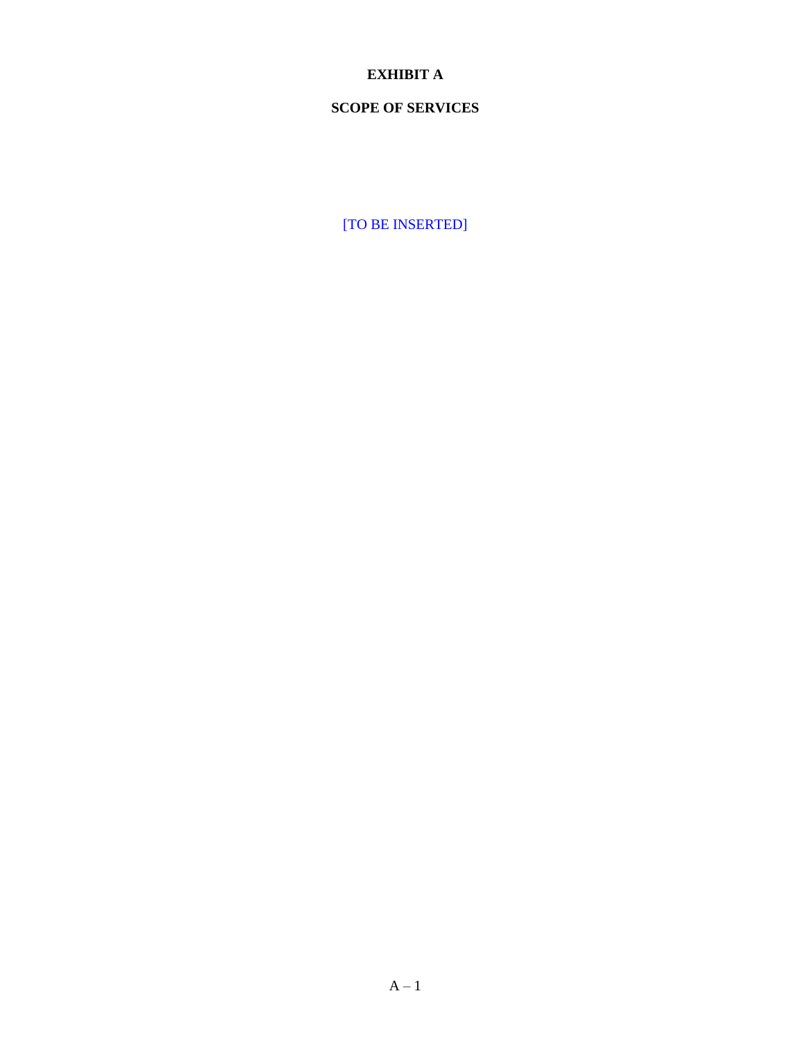# EXHIBIT A

## SCOPE OF SERVICES

[TO BE INSERTED]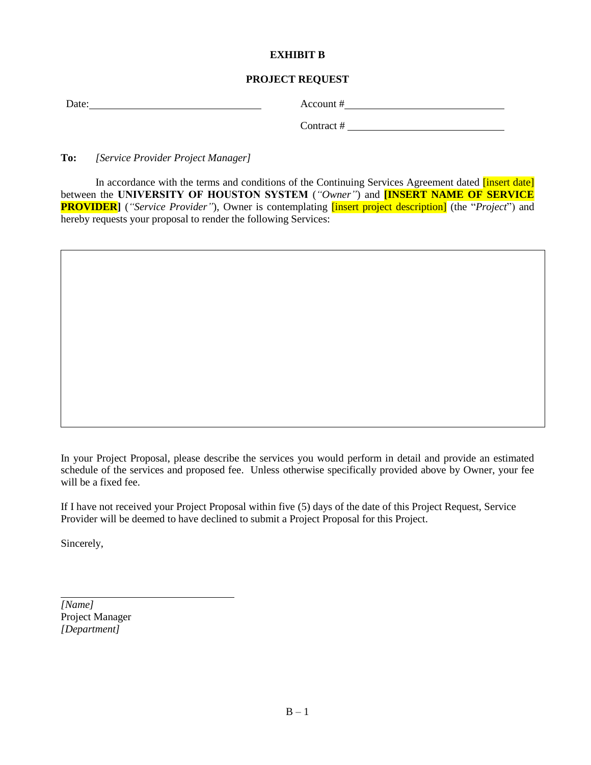**EXHIBIT B**

**PROJECT REQUEST**

Date: ______________________________ Account # ______________________________

Contract # ______________________________

**To:** *[Service Provider Project Manager]*

In accordance with the terms and conditions of the Continuing Services Agreement dated [insert date] between the **UNIVERSITY OF HOUSTON SYSTEM** (*"Owner"*) and **[INSERT NAME OF SERVICE PROVIDER]** (*"Service Provider"*), Owner is contemplating [insert project description] (the "*Project*") and hereby requests your proposal to render the following Services:

|   |
|---|
|   |

In your Project Proposal, please describe the services you would perform in detail and provide an estimated schedule of the services and proposed fee. Unless otherwise specifically provided above by Owner, your fee will be a fixed fee.

If I have not received your Project Proposal within five (5) days of the date of this Project Request, Service Provider will be deemed to have declined to submit a Project Proposal for this Project.

Sincerely,

______________________________
*[Name]*
Project Manager
*[Department]*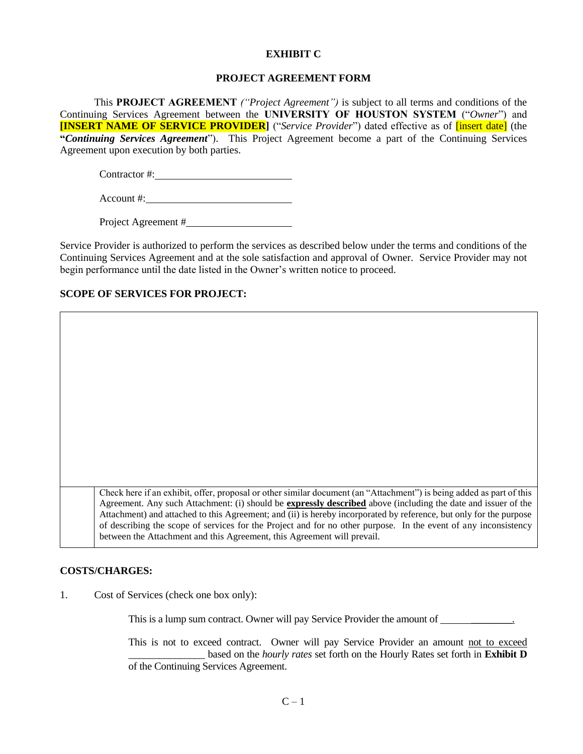**EXHIBIT C**

**PROJECT AGREEMENT FORM**

This **PROJECT AGREEMENT** *("Project Agreement")* is subject to all terms and conditions of the Continuing Services Agreement between the **UNIVERSITY OF HOUSTON SYSTEM** ("*Owner*") and **[INSERT NAME OF SERVICE PROVIDER]** ("*Service Provider*") dated effective as of [insert date] (the **"*Continuing Services Agreement*"**). This Project Agreement become a part of the Continuing Services Agreement upon execution by both parties.

Contractor #:\_\_\_\_\_\_\_\_\_\_\_\_\_\_\_\_\_\_\_\_\_\_\_\_

Account #:\_\_\_\_\_\_\_\_\_\_\_\_\_\_\_\_\_\_\_\_\_\_\_\_\_\_

Project Agreement #\_\_\_\_\_\_\_\_\_\_\_\_\_\_\_\_\_\_\_

Service Provider is authorized to perform the services as described below under the terms and conditions of the Continuing Services Agreement and at the sole satisfaction and approval of Owner. Service Provider may not begin performance until the date listed in the Owner's written notice to proceed.

**SCOPE OF SERVICES FOR PROJECT:**

| | |
|---|---|
| | |
| ☐ | Check here if an exhibit, offer, proposal or other similar document (an "Attachment") is being added as part of this Agreement. Any such Attachment: (i) should be **expressly described** above (including the date and issuer of the Attachment) and attached to this Agreement; and (ii) is hereby incorporated by reference, but only for the purpose of describing the scope of services for the Project and for no other purpose. In the event of any inconsistency between the Attachment and this Agreement, this Agreement will prevail. |

**COSTS/CHARGES:**

1. Cost of Services (check one box only):

   This is a lump sum contract. Owner will pay Service Provider the amount of \_\_\_\_\_\_\_\_\_\_\_\_\_\_.

   This is not to exceed contract. Owner will pay Service Provider an amount not to exceed \_\_\_\_\_\_\_\_\_\_\_\_\_\_\_ based on the *hourly rates* set forth on the Hourly Rates set forth in **Exhibit D** of the Continuing Services Agreement.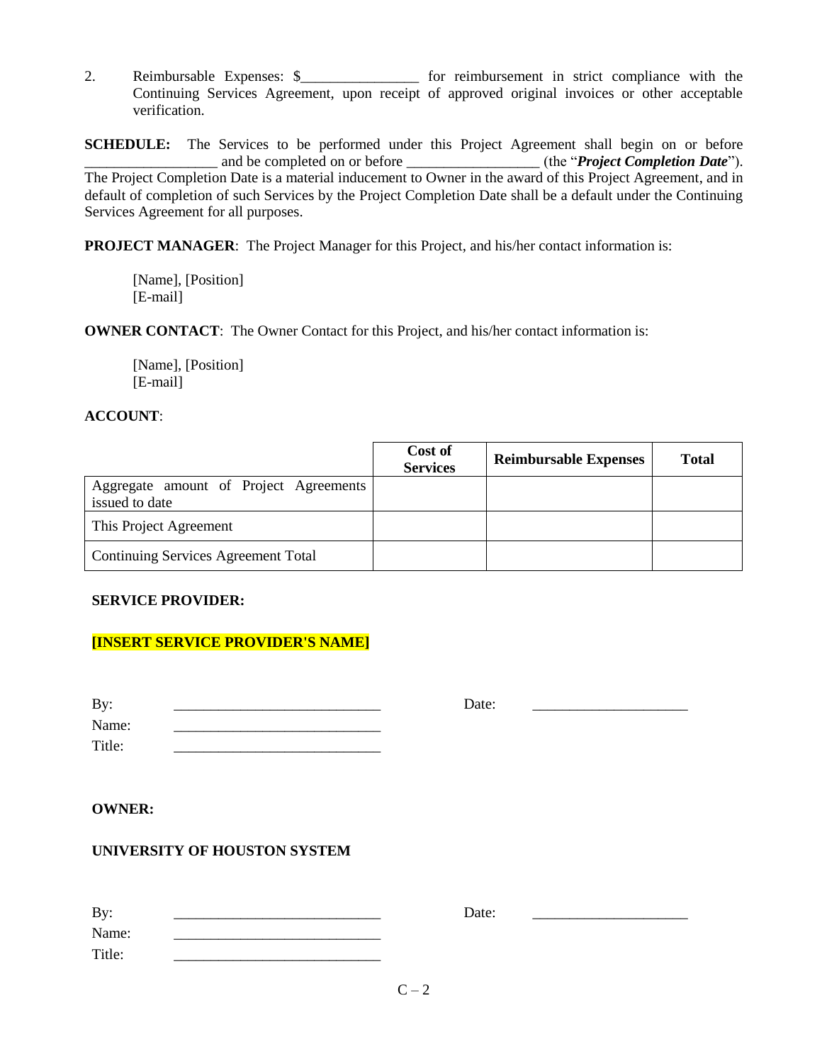2. Reimbursable Expenses: $________________ for reimbursement in strict compliance with the Continuing Services Agreement, upon receipt of approved original invoices or other acceptable verification.

**SCHEDULE:** The Services to be performed under this Project Agreement shall begin on or before __________________ and be completed on or before __________________ (the "***Project Completion Date***"). The Project Completion Date is a material inducement to Owner in the award of this Project Agreement, and in default of completion of such Services by the Project Completion Date shall be a default under the Continuing Services Agreement for all purposes.

**PROJECT MANAGER**: The Project Manager for this Project, and his/her contact information is:

[Name], [Position]
[E-mail]

**OWNER CONTACT**: The Owner Contact for this Project, and his/her contact information is:

[Name], [Position]
[E-mail]

**ACCOUNT**:

| | **Cost of Services** | **Reimbursable Expenses** | **Total** |
|---|---|---|---|
| Aggregate amount of Project Agreements issued to date | | | |
| This Project Agreement | | | |
| Continuing Services Agreement Total | | | |

**SERVICE PROVIDER:**

**[INSERT SERVICE PROVIDER'S NAME]**

By: ____________________________ Date: _____________________
Name: ____________________________
Title: ____________________________

**OWNER:**

**UNIVERSITY OF HOUSTON SYSTEM**

By: ____________________________ Date: _____________________
Name: ____________________________
Title: ____________________________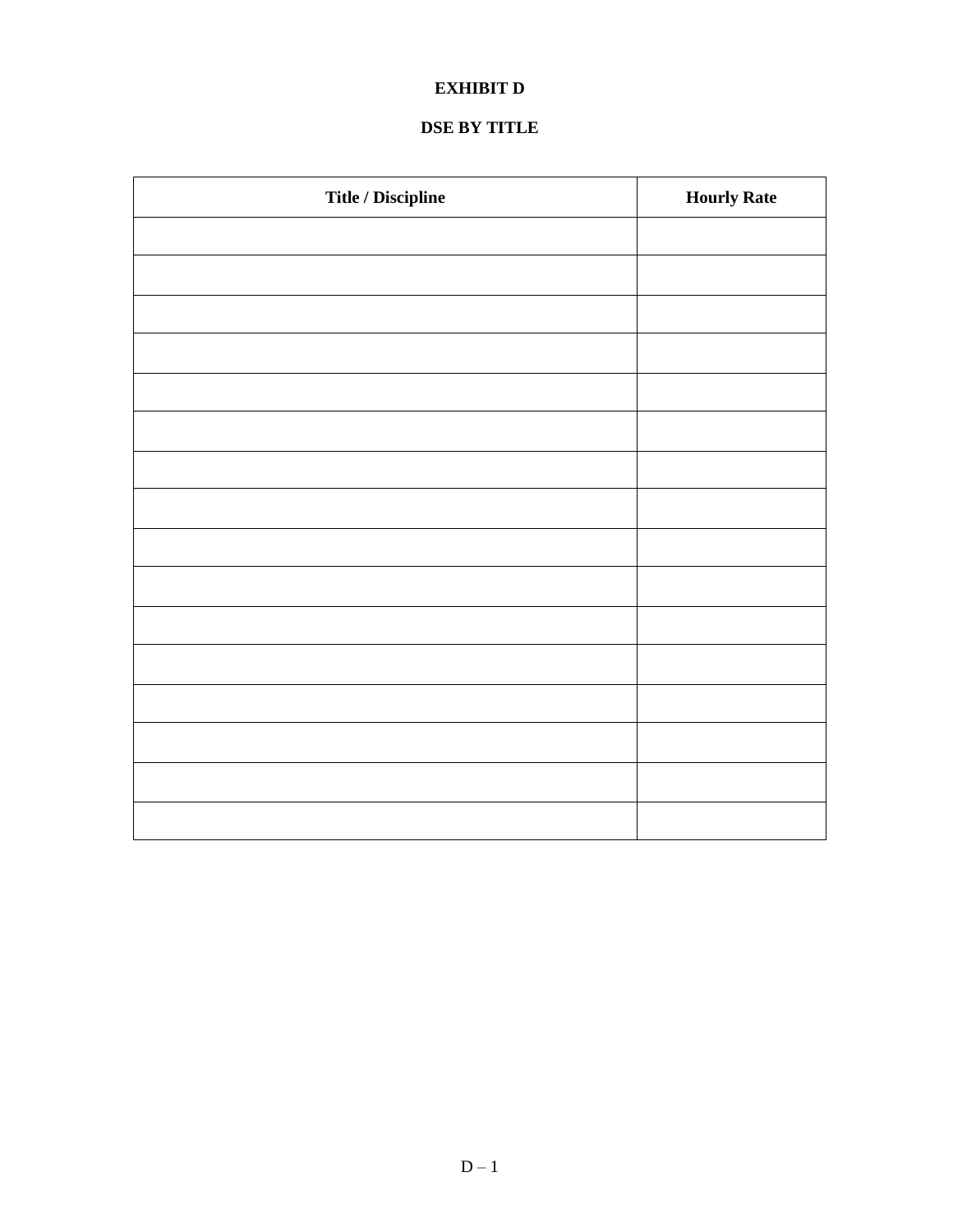**EXHIBIT D**

**DSE BY TITLE**

| **Title / Discipline** | **Hourly Rate** |
|---|---|
| | |
| | |
| | |
| | |
| | |
| | |
| | |
| | |
| | |
| | |
| | |
| | |
| | |
| | |
| | |
| | |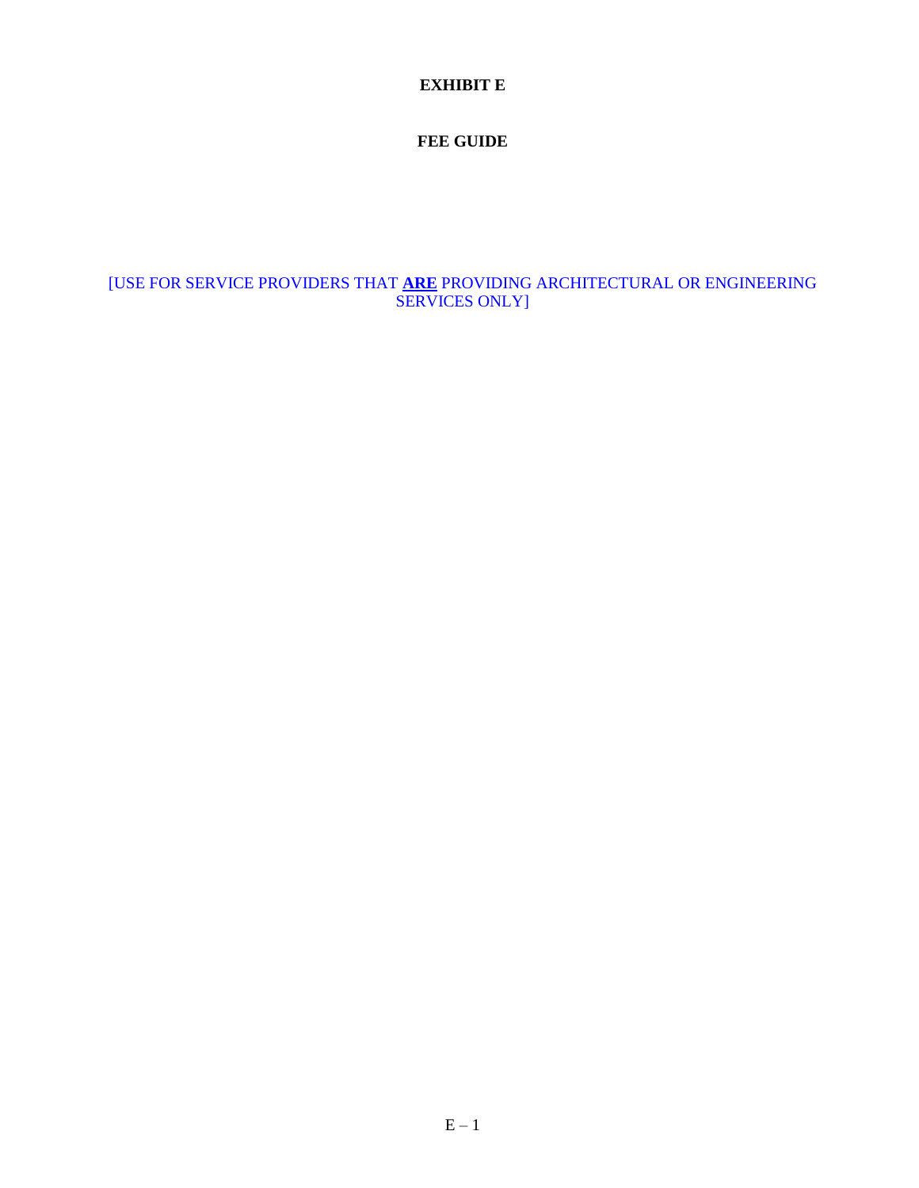# EXHIBIT E

## FEE GUIDE

[USE FOR SERVICE PROVIDERS THAT **ARE** PROVIDING ARCHITECTURAL OR ENGINEERING SERVICES ONLY]